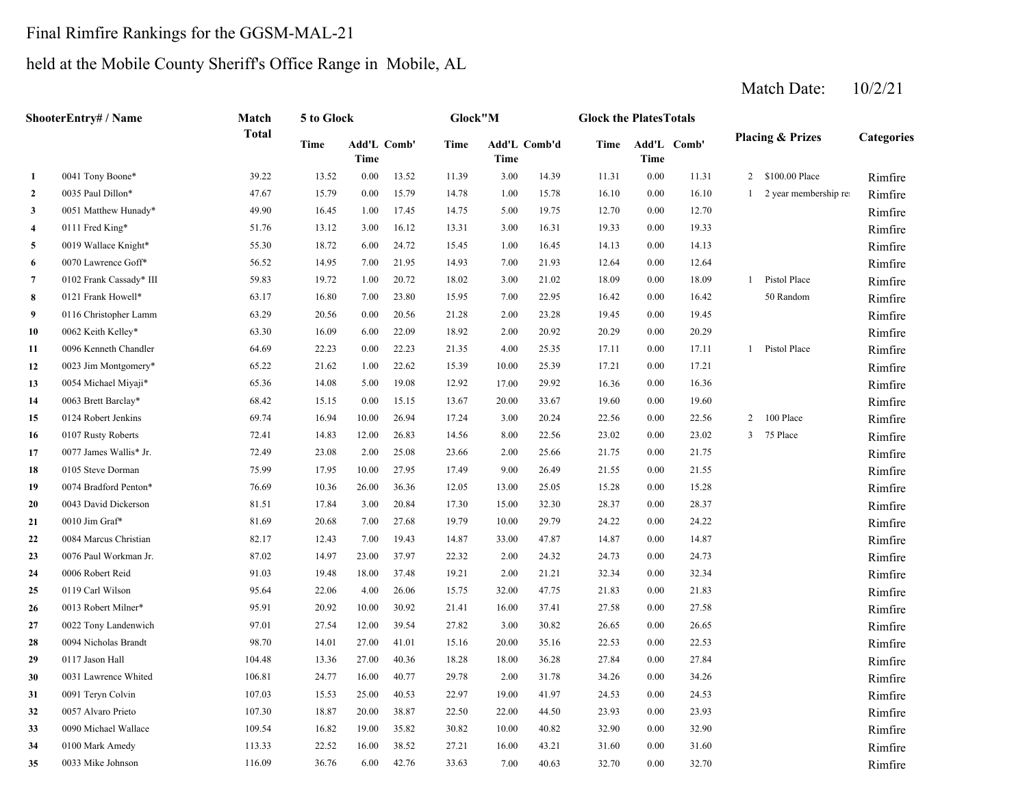Final Rimfire Rankings for the GGSM-MAL-21

held at the Mobile County Sheriff's Office Range in Mobile, AL

Match Date: 10/2/21

| | ShooterEntry# / Name | Match Total | 5 to Glock | | | Glock"M | | | Glock the Plates | Totals | | Placing & Prizes | | Categories |
|---|---|---|---|---|---|---|---|---|---|---|---|---|---|---|
| | | | Time | Add'L Time | Comb' | Time | Add'L Time | Comb'd | Time | Add'L Time | Comb' | | | |
| 1 | 0041 Tony Boone* | 39.22 | 13.52 | 0.00 | 13.52 | 11.39 | 3.00 | 14.39 | 11.31 | 0.00 | 11.31 | 2 | $100.00 Place | Rimfire |
| 2 | 0035 Paul Dillon* | 47.67 | 15.79 | 0.00 | 15.79 | 14.78 | 1.00 | 15.78 | 16.10 | 0.00 | 16.10 | 1 | 2 year membership re | Rimfire |
| 3 | 0051 Matthew Hunady* | 49.90 | 16.45 | 1.00 | 17.45 | 14.75 | 5.00 | 19.75 | 12.70 | 0.00 | 12.70 | | | Rimfire |
| 4 | 0111 Fred King* | 51.76 | 13.12 | 3.00 | 16.12 | 13.31 | 3.00 | 16.31 | 19.33 | 0.00 | 19.33 | | | Rimfire |
| 5 | 0019 Wallace Knight* | 55.30 | 18.72 | 6.00 | 24.72 | 15.45 | 1.00 | 16.45 | 14.13 | 0.00 | 14.13 | | | Rimfire |
| 6 | 0070 Lawrence Goff* | 56.52 | 14.95 | 7.00 | 21.95 | 14.93 | 7.00 | 21.93 | 12.64 | 0.00 | 12.64 | | | Rimfire |
| 7 | 0102 Frank Cassady* III | 59.83 | 19.72 | 1.00 | 20.72 | 18.02 | 3.00 | 21.02 | 18.09 | 0.00 | 18.09 | 1 | Pistol Place | Rimfire |
| 8 | 0121 Frank Howell* | 63.17 | 16.80 | 7.00 | 23.80 | 15.95 | 7.00 | 22.95 | 16.42 | 0.00 | 16.42 | | 50 Random | Rimfire |
| 9 | 0116 Christopher Lamm | 63.29 | 20.56 | 0.00 | 20.56 | 21.28 | 2.00 | 23.28 | 19.45 | 0.00 | 19.45 | | | Rimfire |
| 10 | 0062 Keith Kelley* | 63.30 | 16.09 | 6.00 | 22.09 | 18.92 | 2.00 | 20.92 | 20.29 | 0.00 | 20.29 | | | Rimfire |
| 11 | 0096 Kenneth Chandler | 64.69 | 22.23 | 0.00 | 22.23 | 21.35 | 4.00 | 25.35 | 17.11 | 0.00 | 17.11 | 1 | Pistol Place | Rimfire |
| 12 | 0023 Jim Montgomery* | 65.22 | 21.62 | 1.00 | 22.62 | 15.39 | 10.00 | 25.39 | 17.21 | 0.00 | 17.21 | | | Rimfire |
| 13 | 0054 Michael Miyaji* | 65.36 | 14.08 | 5.00 | 19.08 | 12.92 | 17.00 | 29.92 | 16.36 | 0.00 | 16.36 | | | Rimfire |
| 14 | 0063 Brett Barclay* | 68.42 | 15.15 | 0.00 | 15.15 | 13.67 | 20.00 | 33.67 | 19.60 | 0.00 | 19.60 | | | Rimfire |
| 15 | 0124 Robert Jenkins | 69.74 | 16.94 | 10.00 | 26.94 | 17.24 | 3.00 | 20.24 | 22.56 | 0.00 | 22.56 | 2 | 100 Place | Rimfire |
| 16 | 0107 Rusty Roberts | 72.41 | 14.83 | 12.00 | 26.83 | 14.56 | 8.00 | 22.56 | 23.02 | 0.00 | 23.02 | 3 | 75 Place | Rimfire |
| 17 | 0077 James Wallis* Jr. | 72.49 | 23.08 | 2.00 | 25.08 | 23.66 | 2.00 | 25.66 | 21.75 | 0.00 | 21.75 | | | Rimfire |
| 18 | 0105 Steve Dorman | 75.99 | 17.95 | 10.00 | 27.95 | 17.49 | 9.00 | 26.49 | 21.55 | 0.00 | 21.55 | | | Rimfire |
| 19 | 0074 Bradford Penton* | 76.69 | 10.36 | 26.00 | 36.36 | 12.05 | 13.00 | 25.05 | 15.28 | 0.00 | 15.28 | | | Rimfire |
| 20 | 0043 David Dickerson | 81.51 | 17.84 | 3.00 | 20.84 | 17.30 | 15.00 | 32.30 | 28.37 | 0.00 | 28.37 | | | Rimfire |
| 21 | 0010 Jim Graf* | 81.69 | 20.68 | 7.00 | 27.68 | 19.79 | 10.00 | 29.79 | 24.22 | 0.00 | 24.22 | | | Rimfire |
| 22 | 0084 Marcus Christian | 82.17 | 12.43 | 7.00 | 19.43 | 14.87 | 33.00 | 47.87 | 14.87 | 0.00 | 14.87 | | | Rimfire |
| 23 | 0076 Paul Workman Jr. | 87.02 | 14.97 | 23.00 | 37.97 | 22.32 | 2.00 | 24.32 | 24.73 | 0.00 | 24.73 | | | Rimfire |
| 24 | 0006 Robert Reid | 91.03 | 19.48 | 18.00 | 37.48 | 19.21 | 2.00 | 21.21 | 32.34 | 0.00 | 32.34 | | | Rimfire |
| 25 | 0119 Carl Wilson | 95.64 | 22.06 | 4.00 | 26.06 | 15.75 | 32.00 | 47.75 | 21.83 | 0.00 | 21.83 | | | Rimfire |
| 26 | 0013 Robert Milner* | 95.91 | 20.92 | 10.00 | 30.92 | 21.41 | 16.00 | 37.41 | 27.58 | 0.00 | 27.58 | | | Rimfire |
| 27 | 0022 Tony Landenwich | 97.01 | 27.54 | 12.00 | 39.54 | 27.82 | 3.00 | 30.82 | 26.65 | 0.00 | 26.65 | | | Rimfire |
| 28 | 0094 Nicholas Brandt | 98.70 | 14.01 | 27.00 | 41.01 | 15.16 | 20.00 | 35.16 | 22.53 | 0.00 | 22.53 | | | Rimfire |
| 29 | 0117 Jason Hall | 104.48 | 13.36 | 27.00 | 40.36 | 18.28 | 18.00 | 36.28 | 27.84 | 0.00 | 27.84 | | | Rimfire |
| 30 | 0031 Lawrence Whited | 106.81 | 24.77 | 16.00 | 40.77 | 29.78 | 2.00 | 31.78 | 34.26 | 0.00 | 34.26 | | | Rimfire |
| 31 | 0091 Teryn Colvin | 107.03 | 15.53 | 25.00 | 40.53 | 22.97 | 19.00 | 41.97 | 24.53 | 0.00 | 24.53 | | | Rimfire |
| 32 | 0057 Alvaro Prieto | 107.30 | 18.87 | 20.00 | 38.87 | 22.50 | 22.00 | 44.50 | 23.93 | 0.00 | 23.93 | | | Rimfire |
| 33 | 0090 Michael Wallace | 109.54 | 16.82 | 19.00 | 35.82 | 30.82 | 10.00 | 40.82 | 32.90 | 0.00 | 32.90 | | | Rimfire |
| 34 | 0100 Mark Amedy | 113.33 | 22.52 | 16.00 | 38.52 | 27.21 | 16.00 | 43.21 | 31.60 | 0.00 | 31.60 | | | Rimfire |
| 35 | 0033 Mike Johnson | 116.09 | 36.76 | 6.00 | 42.76 | 33.63 | 7.00 | 40.63 | 32.70 | 0.00 | 32.70 | | | Rimfire |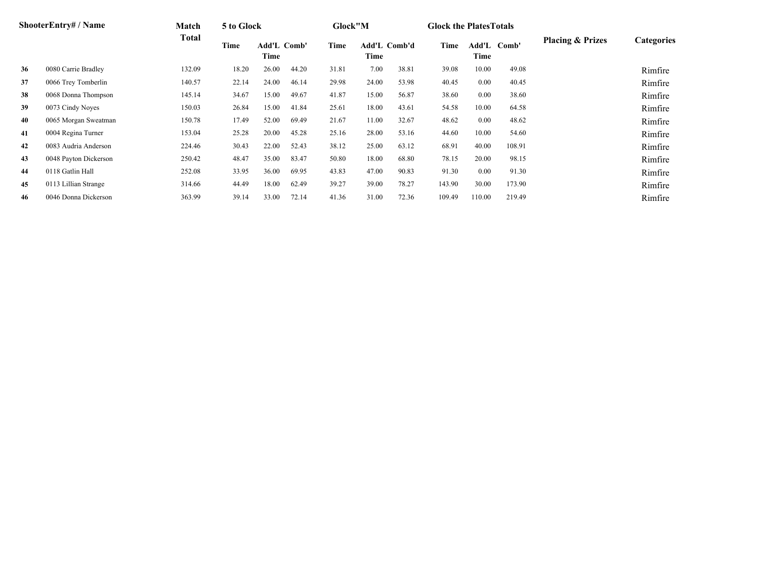| Shooter | Entry# / Name | Match Total | 5 to Glock | | | Glock"M | | | Glock the Plates | Totals | | Placing & Prizes | Categories |
|---|---|---|---|---|---|---|---|---|---|---|---|---|---|
| | | | Time | Add'L Time | Comb' | Time | Add'L Time | Comb'd | Time | Add'L Time | Comb' | | |
| 36 | 0080 Carrie Bradley | 132.09 | 18.20 | 26.00 | 44.20 | 31.81 | 7.00 | 38.81 | 39.08 | 10.00 | 49.08 | | Rimfire |
| 37 | 0066 Trey Tomberlin | 140.57 | 22.14 | 24.00 | 46.14 | 29.98 | 24.00 | 53.98 | 40.45 | 0.00 | 40.45 | | Rimfire |
| 38 | 0068 Donna Thompson | 145.14 | 34.67 | 15.00 | 49.67 | 41.87 | 15.00 | 56.87 | 38.60 | 0.00 | 38.60 | | Rimfire |
| 39 | 0073 Cindy Noyes | 150.03 | 26.84 | 15.00 | 41.84 | 25.61 | 18.00 | 43.61 | 54.58 | 10.00 | 64.58 | | Rimfire |
| 40 | 0065 Morgan Sweatman | 150.78 | 17.49 | 52.00 | 69.49 | 21.67 | 11.00 | 32.67 | 48.62 | 0.00 | 48.62 | | Rimfire |
| 41 | 0004 Regina Turner | 153.04 | 25.28 | 20.00 | 45.28 | 25.16 | 28.00 | 53.16 | 44.60 | 10.00 | 54.60 | | Rimfire |
| 42 | 0083 Audria Anderson | 224.46 | 30.43 | 22.00 | 52.43 | 38.12 | 25.00 | 63.12 | 68.91 | 40.00 | 108.91 | | Rimfire |
| 43 | 0048 Payton Dickerson | 250.42 | 48.47 | 35.00 | 83.47 | 50.80 | 18.00 | 68.80 | 78.15 | 20.00 | 98.15 | | Rimfire |
| 44 | 0118 Gatlin Hall | 252.08 | 33.95 | 36.00 | 69.95 | 43.83 | 47.00 | 90.83 | 91.30 | 0.00 | 91.30 | | Rimfire |
| 45 | 0113 Lillian Strange | 314.66 | 44.49 | 18.00 | 62.49 | 39.27 | 39.00 | 78.27 | 143.90 | 30.00 | 173.90 | | Rimfire |
| 46 | 0046 Donna Dickerson | 363.99 | 39.14 | 33.00 | 72.14 | 41.36 | 31.00 | 72.36 | 109.49 | 110.00 | 219.49 | | Rimfire |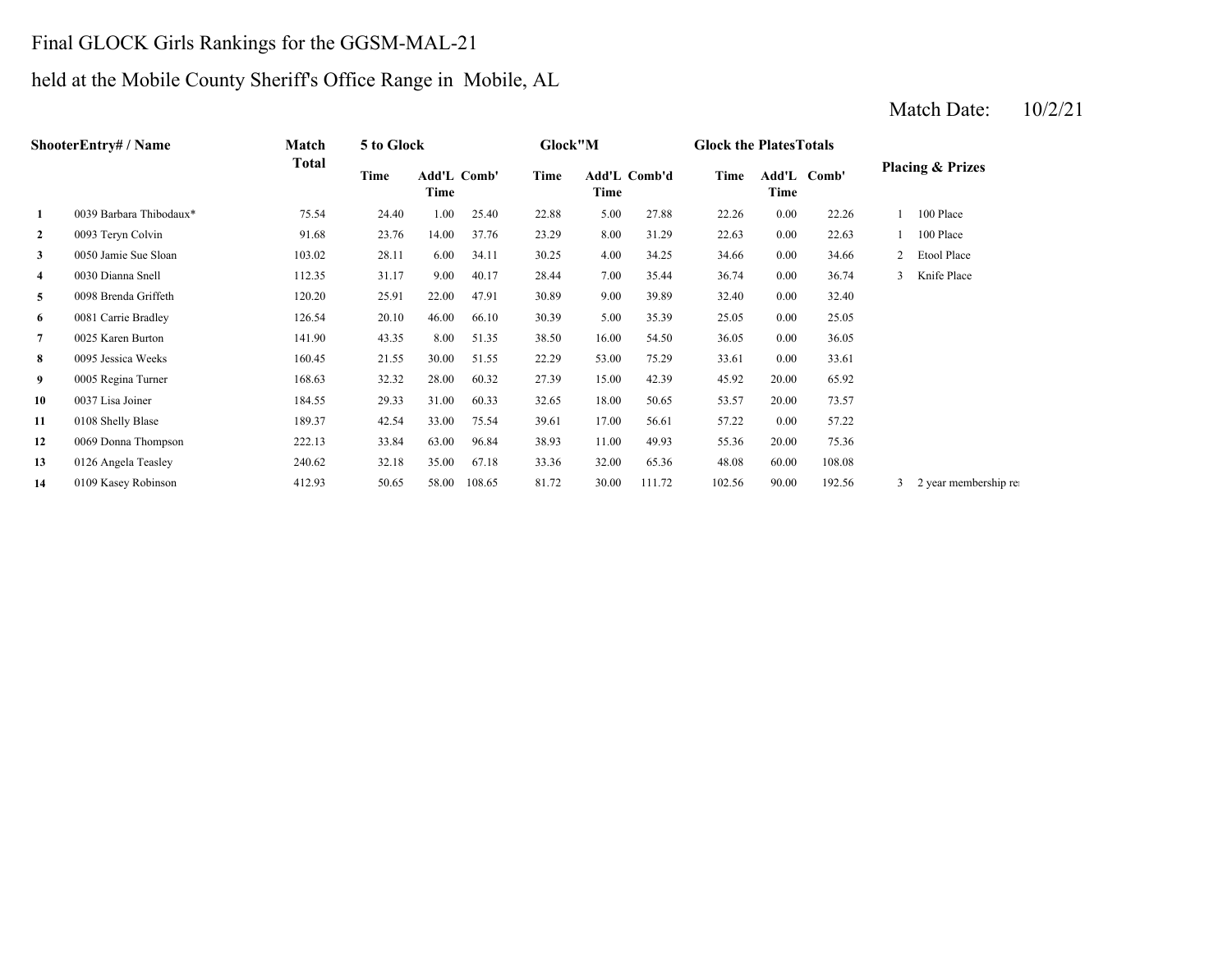Final GLOCK Girls Rankings for the GGSM-MAL-21

held at the Mobile County Sheriff's Office Range in Mobile, AL

Match Date: 10/2/21

| | ShooterEntry# / Name | Match Total | 5 to Glock | | | Glock"M | | | Glock the Plates Totals | | | Placing & Prizes | |
|---|---|---|---|---|---|---|---|---|---|---|---|---|---|
| | | | Time | Add'L Time | Comb' | Time | Add'L Time | Comb'd | Time | Add'L Time | Comb' | | |
| 1 | 0039 Barbara Thibodaux* | 75.54 | 24.40 | 1.00 | 25.40 | 22.88 | 5.00 | 27.88 | 22.26 | 0.00 | 22.26 | 1 | 100 Place |
| 2 | 0093 Teryn Colvin | 91.68 | 23.76 | 14.00 | 37.76 | 23.29 | 8.00 | 31.29 | 22.63 | 0.00 | 22.63 | 1 | 100 Place |
| 3 | 0050 Jamie Sue Sloan | 103.02 | 28.11 | 6.00 | 34.11 | 30.25 | 4.00 | 34.25 | 34.66 | 0.00 | 34.66 | 2 | Etool Place |
| 4 | 0030 Dianna Snell | 112.35 | 31.17 | 9.00 | 40.17 | 28.44 | 7.00 | 35.44 | 36.74 | 0.00 | 36.74 | 3 | Knife Place |
| 5 | 0098 Brenda Griffeth | 120.20 | 25.91 | 22.00 | 47.91 | 30.89 | 9.00 | 39.89 | 32.40 | 0.00 | 32.40 | | |
| 6 | 0081 Carrie Bradley | 126.54 | 20.10 | 46.00 | 66.10 | 30.39 | 5.00 | 35.39 | 25.05 | 0.00 | 25.05 | | |
| 7 | 0025 Karen Burton | 141.90 | 43.35 | 8.00 | 51.35 | 38.50 | 16.00 | 54.50 | 36.05 | 0.00 | 36.05 | | |
| 8 | 0095 Jessica Weeks | 160.45 | 21.55 | 30.00 | 51.55 | 22.29 | 53.00 | 75.29 | 33.61 | 0.00 | 33.61 | | |
| 9 | 0005 Regina Turner | 168.63 | 32.32 | 28.00 | 60.32 | 27.39 | 15.00 | 42.39 | 45.92 | 20.00 | 65.92 | | |
| 10 | 0037 Lisa Joiner | 184.55 | 29.33 | 31.00 | 60.33 | 32.65 | 18.00 | 50.65 | 53.57 | 20.00 | 73.57 | | |
| 11 | 0108 Shelly Blase | 189.37 | 42.54 | 33.00 | 75.54 | 39.61 | 17.00 | 56.61 | 57.22 | 0.00 | 57.22 | | |
| 12 | 0069 Donna Thompson | 222.13 | 33.84 | 63.00 | 96.84 | 38.93 | 11.00 | 49.93 | 55.36 | 20.00 | 75.36 | | |
| 13 | 0126 Angela Teasley | 240.62 | 32.18 | 35.00 | 67.18 | 33.36 | 32.00 | 65.36 | 48.08 | 60.00 | 108.08 | | |
| 14 | 0109 Kasey Robinson | 412.93 | 50.65 | 58.00 | 108.65 | 81.72 | 30.00 | 111.72 | 102.56 | 90.00 | 192.56 | 3 | 2 year membership re |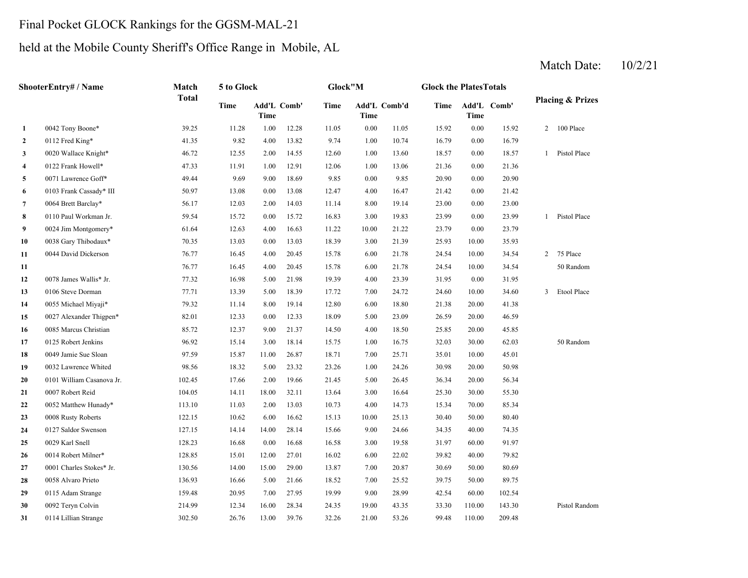Final Pocket GLOCK Rankings for the GGSM-MAL-21

held at the Mobile County Sheriff's Office Range in Mobile, AL

Match Date: 10/2/21

| ShooterEntry# / Name | | Match Total | 5 to Glock | | | Glock"M | | | Glock the Plates | Totals | | Placing & Prizes | |
|---|---|---|---|---|---|---|---|---|---|---|---|---|---|
| | | | Time | Add'L Time | Comb' | Time | Add'L Time | Comb'd | Time | Add'L Time | Comb' | | |
| 1 | 0042 Tony Boone* | 39.25 | 11.28 | 1.00 | 12.28 | 11.05 | 0.00 | 11.05 | 15.92 | 0.00 | 15.92 | 2 | 100 Place |
| 2 | 0112 Fred King* | 41.35 | 9.82 | 4.00 | 13.82 | 9.74 | 1.00 | 10.74 | 16.79 | 0.00 | 16.79 | | |
| 3 | 0020 Wallace Knight* | 46.72 | 12.55 | 2.00 | 14.55 | 12.60 | 1.00 | 13.60 | 18.57 | 0.00 | 18.57 | 1 | Pistol Place |
| 4 | 0122 Frank Howell* | 47.33 | 11.91 | 1.00 | 12.91 | 12.06 | 1.00 | 13.06 | 21.36 | 0.00 | 21.36 | | |
| 5 | 0071 Lawrence Goff* | 49.44 | 9.69 | 9.00 | 18.69 | 9.85 | 0.00 | 9.85 | 20.90 | 0.00 | 20.90 | | |
| 6 | 0103 Frank Cassady* III | 50.97 | 13.08 | 0.00 | 13.08 | 12.47 | 4.00 | 16.47 | 21.42 | 0.00 | 21.42 | | |
| 7 | 0064 Brett Barclay* | 56.17 | 12.03 | 2.00 | 14.03 | 11.14 | 8.00 | 19.14 | 23.00 | 0.00 | 23.00 | | |
| 8 | 0110 Paul Workman Jr. | 59.54 | 15.72 | 0.00 | 15.72 | 16.83 | 3.00 | 19.83 | 23.99 | 0.00 | 23.99 | 1 | Pistol Place |
| 9 | 0024 Jim Montgomery* | 61.64 | 12.63 | 4.00 | 16.63 | 11.22 | 10.00 | 21.22 | 23.79 | 0.00 | 23.79 | | |
| 10 | 0038 Gary Thibodaux* | 70.35 | 13.03 | 0.00 | 13.03 | 18.39 | 3.00 | 21.39 | 25.93 | 10.00 | 35.93 | | |
| 11 | 0044 David Dickerson | 76.77 | 16.45 | 4.00 | 20.45 | 15.78 | 6.00 | 21.78 | 24.54 | 10.00 | 34.54 | 2 | 75 Place |
| 11 | | 76.77 | 16.45 | 4.00 | 20.45 | 15.78 | 6.00 | 21.78 | 24.54 | 10.00 | 34.54 | | 50 Random |
| 12 | 0078 James Wallis* Jr. | 77.32 | 16.98 | 5.00 | 21.98 | 19.39 | 4.00 | 23.39 | 31.95 | 0.00 | 31.95 | | |
| 13 | 0106 Steve Dorman | 77.71 | 13.39 | 5.00 | 18.39 | 17.72 | 7.00 | 24.72 | 24.60 | 10.00 | 34.60 | 3 | Etool Place |
| 14 | 0055 Michael Miyaji* | 79.32 | 11.14 | 8.00 | 19.14 | 12.80 | 6.00 | 18.80 | 21.38 | 20.00 | 41.38 | | |
| 15 | 0027 Alexander Thigpen* | 82.01 | 12.33 | 0.00 | 12.33 | 18.09 | 5.00 | 23.09 | 26.59 | 20.00 | 46.59 | | |
| 16 | 0085 Marcus Christian | 85.72 | 12.37 | 9.00 | 21.37 | 14.50 | 4.00 | 18.50 | 25.85 | 20.00 | 45.85 | | |
| 17 | 0125 Robert Jenkins | 96.92 | 15.14 | 3.00 | 18.14 | 15.75 | 1.00 | 16.75 | 32.03 | 30.00 | 62.03 | | 50 Random |
| 18 | 0049 Jamie Sue Sloan | 97.59 | 15.87 | 11.00 | 26.87 | 18.71 | 7.00 | 25.71 | 35.01 | 10.00 | 45.01 | | |
| 19 | 0032 Lawrence Whited | 98.56 | 18.32 | 5.00 | 23.32 | 23.26 | 1.00 | 24.26 | 30.98 | 20.00 | 50.98 | | |
| 20 | 0101 William Casanova Jr. | 102.45 | 17.66 | 2.00 | 19.66 | 21.45 | 5.00 | 26.45 | 36.34 | 20.00 | 56.34 | | |
| 21 | 0007 Robert Reid | 104.05 | 14.11 | 18.00 | 32.11 | 13.64 | 3.00 | 16.64 | 25.30 | 30.00 | 55.30 | | |
| 22 | 0052 Matthew Hunady* | 113.10 | 11.03 | 2.00 | 13.03 | 10.73 | 4.00 | 14.73 | 15.34 | 70.00 | 85.34 | | |
| 23 | 0008 Rusty Roberts | 122.15 | 10.62 | 6.00 | 16.62 | 15.13 | 10.00 | 25.13 | 30.40 | 50.00 | 80.40 | | |
| 24 | 0127 Saldor Swenson | 127.15 | 14.14 | 14.00 | 28.14 | 15.66 | 9.00 | 24.66 | 34.35 | 40.00 | 74.35 | | |
| 25 | 0029 Karl Snell | 128.23 | 16.68 | 0.00 | 16.68 | 16.58 | 3.00 | 19.58 | 31.97 | 60.00 | 91.97 | | |
| 26 | 0014 Robert Milner* | 128.85 | 15.01 | 12.00 | 27.01 | 16.02 | 6.00 | 22.02 | 39.82 | 40.00 | 79.82 | | |
| 27 | 0001 Charles Stokes* Jr. | 130.56 | 14.00 | 15.00 | 29.00 | 13.87 | 7.00 | 20.87 | 30.69 | 50.00 | 80.69 | | |
| 28 | 0058 Alvaro Prieto | 136.93 | 16.66 | 5.00 | 21.66 | 18.52 | 7.00 | 25.52 | 39.75 | 50.00 | 89.75 | | |
| 29 | 0115 Adam Strange | 159.48 | 20.95 | 7.00 | 27.95 | 19.99 | 9.00 | 28.99 | 42.54 | 60.00 | 102.54 | | |
| 30 | 0092 Teryn Colvin | 214.99 | 12.34 | 16.00 | 28.34 | 24.35 | 19.00 | 43.35 | 33.30 | 110.00 | 143.30 | | Pistol Random |
| 31 | 0114 Lillian Strange | 302.50 | 26.76 | 13.00 | 39.76 | 32.26 | 21.00 | 53.26 | 99.48 | 110.00 | 209.48 | | |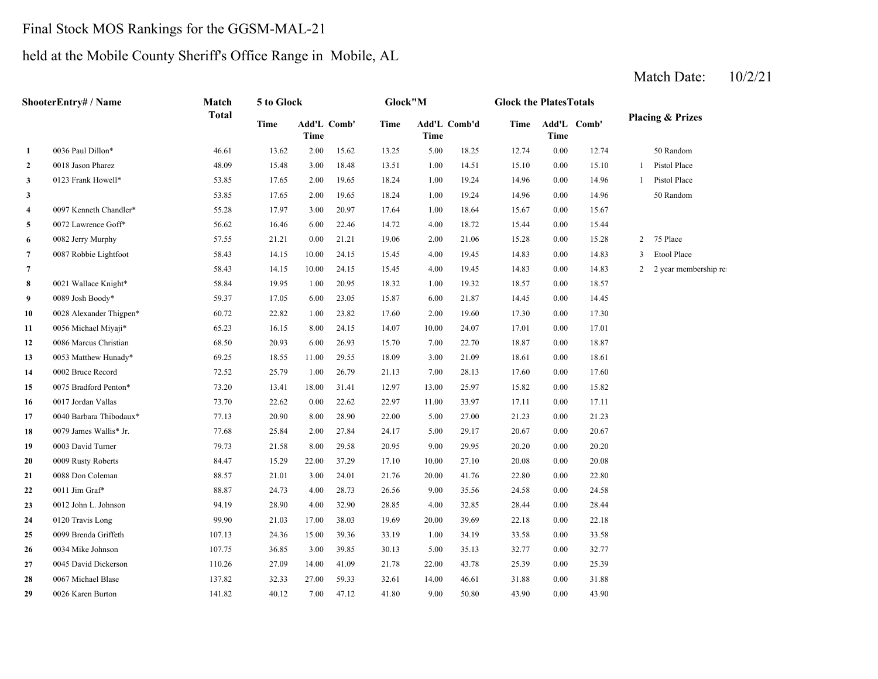# Final Stock MOS Rankings for the GGSM-MAL-21

## held at the Mobile County Sheriff's Office Range in Mobile, AL

Match Date: 10/2/21

| | ShooterEntry# / Name | Match Total | 5 to Glock | | | Glock"M | | | Glock the Plates | Totals | | Placing & Prizes | |
|---|---|---|---|---|---|---|---|---|---|---|---|---|---|
| | | | Time | Add'L Time | Comb' | Time | Add'L Time | Comb'd | Time | Add'L Time | Comb' | | |
| 1 | 0036 Paul Dillon* | 46.61 | 13.62 | 2.00 | 15.62 | 13.25 | 5.00 | 18.25 | 12.74 | 0.00 | 12.74 | | 50 Random |
| 2 | 0018 Jason Pharez | 48.09 | 15.48 | 3.00 | 18.48 | 13.51 | 1.00 | 14.51 | 15.10 | 0.00 | 15.10 | 1 | Pistol Place |
| 3 | 0123 Frank Howell* | 53.85 | 17.65 | 2.00 | 19.65 | 18.24 | 1.00 | 19.24 | 14.96 | 0.00 | 14.96 | 1 | Pistol Place |
| 3 | | 53.85 | 17.65 | 2.00 | 19.65 | 18.24 | 1.00 | 19.24 | 14.96 | 0.00 | 14.96 | | 50 Random |
| 4 | 0097 Kenneth Chandler* | 55.28 | 17.97 | 3.00 | 20.97 | 17.64 | 1.00 | 18.64 | 15.67 | 0.00 | 15.67 | | |
| 5 | 0072 Lawrence Goff* | 56.62 | 16.46 | 6.00 | 22.46 | 14.72 | 4.00 | 18.72 | 15.44 | 0.00 | 15.44 | | |
| 6 | 0082 Jerry Murphy | 57.55 | 21.21 | 0.00 | 21.21 | 19.06 | 2.00 | 21.06 | 15.28 | 0.00 | 15.28 | 2 | 75 Place |
| 7 | 0087 Robbie Lightfoot | 58.43 | 14.15 | 10.00 | 24.15 | 15.45 | 4.00 | 19.45 | 14.83 | 0.00 | 14.83 | 3 | Etool Place |
| 7 | | 58.43 | 14.15 | 10.00 | 24.15 | 15.45 | 4.00 | 19.45 | 14.83 | 0.00 | 14.83 | 2 | 2 year membership re |
| 8 | 0021 Wallace Knight* | 58.84 | 19.95 | 1.00 | 20.95 | 18.32 | 1.00 | 19.32 | 18.57 | 0.00 | 18.57 | | |
| 9 | 0089 Josh Boody* | 59.37 | 17.05 | 6.00 | 23.05 | 15.87 | 6.00 | 21.87 | 14.45 | 0.00 | 14.45 | | |
| 10 | 0028 Alexander Thigpen* | 60.72 | 22.82 | 1.00 | 23.82 | 17.60 | 2.00 | 19.60 | 17.30 | 0.00 | 17.30 | | |
| 11 | 0056 Michael Miyaji* | 65.23 | 16.15 | 8.00 | 24.15 | 14.07 | 10.00 | 24.07 | 17.01 | 0.00 | 17.01 | | |
| 12 | 0086 Marcus Christian | 68.50 | 20.93 | 6.00 | 26.93 | 15.70 | 7.00 | 22.70 | 18.87 | 0.00 | 18.87 | | |
| 13 | 0053 Matthew Hunady* | 69.25 | 18.55 | 11.00 | 29.55 | 18.09 | 3.00 | 21.09 | 18.61 | 0.00 | 18.61 | | |
| 14 | 0002 Bruce Record | 72.52 | 25.79 | 1.00 | 26.79 | 21.13 | 7.00 | 28.13 | 17.60 | 0.00 | 17.60 | | |
| 15 | 0075 Bradford Penton* | 73.20 | 13.41 | 18.00 | 31.41 | 12.97 | 13.00 | 25.97 | 15.82 | 0.00 | 15.82 | | |
| 16 | 0017 Jordan Vallas | 73.70 | 22.62 | 0.00 | 22.62 | 22.97 | 11.00 | 33.97 | 17.11 | 0.00 | 17.11 | | |
| 17 | 0040 Barbara Thibodaux* | 77.13 | 20.90 | 8.00 | 28.90 | 22.00 | 5.00 | 27.00 | 21.23 | 0.00 | 21.23 | | |
| 18 | 0079 James Wallis* Jr. | 77.68 | 25.84 | 2.00 | 27.84 | 24.17 | 5.00 | 29.17 | 20.67 | 0.00 | 20.67 | | |
| 19 | 0003 David Turner | 79.73 | 21.58 | 8.00 | 29.58 | 20.95 | 9.00 | 29.95 | 20.20 | 0.00 | 20.20 | | |
| 20 | 0009 Rusty Roberts | 84.47 | 15.29 | 22.00 | 37.29 | 17.10 | 10.00 | 27.10 | 20.08 | 0.00 | 20.08 | | |
| 21 | 0088 Don Coleman | 88.57 | 21.01 | 3.00 | 24.01 | 21.76 | 20.00 | 41.76 | 22.80 | 0.00 | 22.80 | | |
| 22 | 0011 Jim Graf* | 88.87 | 24.73 | 4.00 | 28.73 | 26.56 | 9.00 | 35.56 | 24.58 | 0.00 | 24.58 | | |
| 23 | 0012 John L. Johnson | 94.19 | 28.90 | 4.00 | 32.90 | 28.85 | 4.00 | 32.85 | 28.44 | 0.00 | 28.44 | | |
| 24 | 0120 Travis Long | 99.90 | 21.03 | 17.00 | 38.03 | 19.69 | 20.00 | 39.69 | 22.18 | 0.00 | 22.18 | | |
| 25 | 0099 Brenda Griffeth | 107.13 | 24.36 | 15.00 | 39.36 | 33.19 | 1.00 | 34.19 | 33.58 | 0.00 | 33.58 | | |
| 26 | 0034 Mike Johnson | 107.75 | 36.85 | 3.00 | 39.85 | 30.13 | 5.00 | 35.13 | 32.77 | 0.00 | 32.77 | | |
| 27 | 0045 David Dickerson | 110.26 | 27.09 | 14.00 | 41.09 | 21.78 | 22.00 | 43.78 | 25.39 | 0.00 | 25.39 | | |
| 28 | 0067 Michael Blase | 137.82 | 32.33 | 27.00 | 59.33 | 32.61 | 14.00 | 46.61 | 31.88 | 0.00 | 31.88 | | |
| 29 | 0026 Karen Burton | 141.82 | 40.12 | 7.00 | 47.12 | 41.80 | 9.00 | 50.80 | 43.90 | 0.00 | 43.90 | | |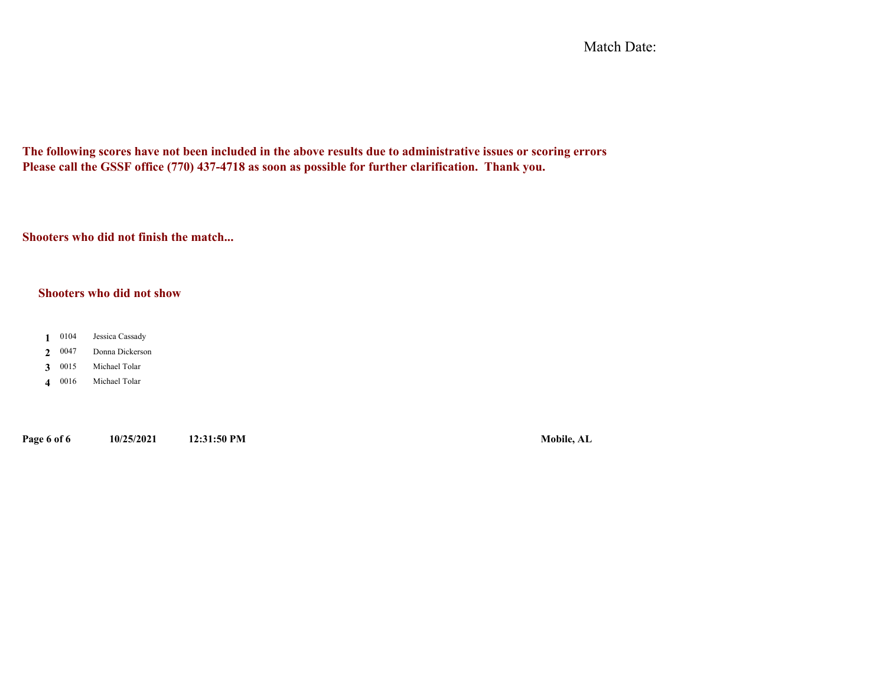Match Date:

**The following scores have not been included in the above results due to administrative issues or scoring errors**
**Please call the GSSF office (770) 437-4718 as soon as possible for further clarification. Thank you.**

**Shooters who did not finish the match...**

**Shooters who did not show**

| | | |
|---|---|---|
| **1** | 0104 | Jessica Cassady |
| **2** | 0047 | Donna Dickerson |
| **3** | 0015 | Michael Tolar |
| **4** | 0016 | Michael Tolar |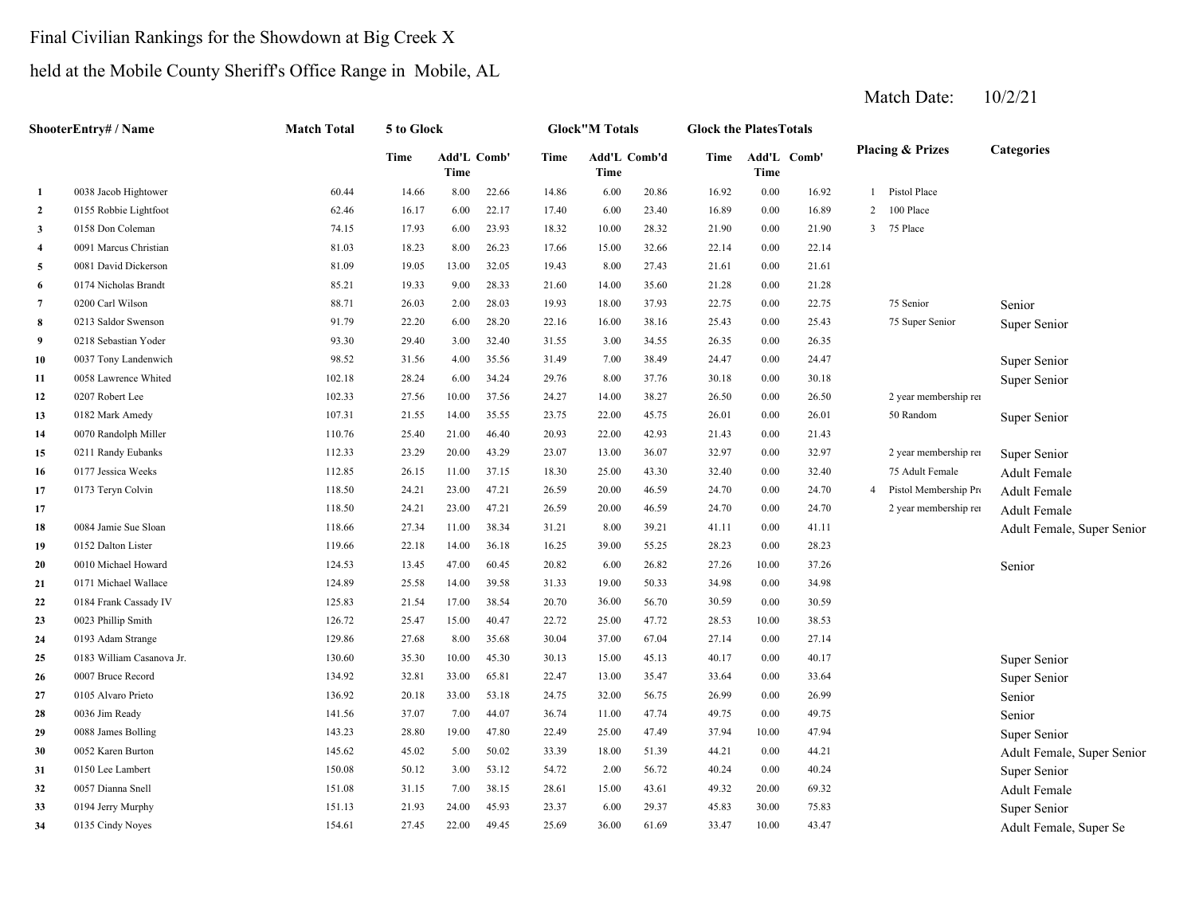Final Civilian Rankings for the Showdown at Big Creek X

held at the Mobile County Sheriff's Office Range in Mobile, AL

Match Date: 10/2/21

| Shooter | Entry# / Name | Match Total | 5 to Glock | | | Glock"M Totals | | | Glock the Plates Totals | | | Placing & Prizes | | Categories |
|---|---|---|---|---|---|---|---|---|---|---|---|---|---|---|
| | | | Time | Add'L Time | Comb' | Time | Add'L Time | Comb'd | Time | Add'L Time | Comb' | | | |
| 1 | 0038 Jacob Hightower | 60.44 | 14.66 | 8.00 | 22.66 | 14.86 | 6.00 | 20.86 | 16.92 | 0.00 | 16.92 | 1 | Pistol Place | |
| 2 | 0155 Robbie Lightfoot | 62.46 | 16.17 | 6.00 | 22.17 | 17.40 | 6.00 | 23.40 | 16.89 | 0.00 | 16.89 | 2 | 100 Place | |
| 3 | 0158 Don Coleman | 74.15 | 17.93 | 6.00 | 23.93 | 18.32 | 10.00 | 28.32 | 21.90 | 0.00 | 21.90 | 3 | 75 Place | |
| 4 | 0091 Marcus Christian | 81.03 | 18.23 | 8.00 | 26.23 | 17.66 | 15.00 | 32.66 | 22.14 | 0.00 | 22.14 | | | |
| 5 | 0081 David Dickerson | 81.09 | 19.05 | 13.00 | 32.05 | 19.43 | 8.00 | 27.43 | 21.61 | 0.00 | 21.61 | | | |
| 6 | 0174 Nicholas Brandt | 85.21 | 19.33 | 9.00 | 28.33 | 21.60 | 14.00 | 35.60 | 21.28 | 0.00 | 21.28 | | | |
| 7 | 0200 Carl Wilson | 88.71 | 26.03 | 2.00 | 28.03 | 19.93 | 18.00 | 37.93 | 22.75 | 0.00 | 22.75 | | 75 Senior | Senior |
| 8 | 0213 Saldor Swenson | 91.79 | 22.20 | 6.00 | 28.20 | 22.16 | 16.00 | 38.16 | 25.43 | 0.00 | 25.43 | | 75 Super Senior | Super Senior |
| 9 | 0218 Sebastian Yoder | 93.30 | 29.40 | 3.00 | 32.40 | 31.55 | 3.00 | 34.55 | 26.35 | 0.00 | 26.35 | | | |
| 10 | 0037 Tony Landenwich | 98.52 | 31.56 | 4.00 | 35.56 | 31.49 | 7.00 | 38.49 | 24.47 | 0.00 | 24.47 | | | Super Senior |
| 11 | 0058 Lawrence Whited | 102.18 | 28.24 | 6.00 | 34.24 | 29.76 | 8.00 | 37.76 | 30.18 | 0.00 | 30.18 | | | Super Senior |
| 12 | 0207 Robert Lee | 102.33 | 27.56 | 10.00 | 37.56 | 24.27 | 14.00 | 38.27 | 26.50 | 0.00 | 26.50 | | 2 year membership ren | |
| 13 | 0182 Mark Amedy | 107.31 | 21.55 | 14.00 | 35.55 | 23.75 | 22.00 | 45.75 | 26.01 | 0.00 | 26.01 | | 50 Random | Super Senior |
| 14 | 0070 Randolph Miller | 110.76 | 25.40 | 21.00 | 46.40 | 20.93 | 22.00 | 42.93 | 21.43 | 0.00 | 21.43 | | | |
| 15 | 0211 Randy Eubanks | 112.33 | 23.29 | 20.00 | 43.29 | 23.07 | 13.00 | 36.07 | 32.97 | 0.00 | 32.97 | | 2 year membership ren | Super Senior |
| 16 | 0177 Jessica Weeks | 112.85 | 26.15 | 11.00 | 37.15 | 18.30 | 25.00 | 43.30 | 32.40 | 0.00 | 32.40 | | 75 Adult Female | Adult Female |
| 17 | 0173 Teryn Colvin | 118.50 | 24.21 | 23.00 | 47.21 | 26.59 | 20.00 | 46.59 | 24.70 | 0.00 | 24.70 | 4 | Pistol Membership Pro | Adult Female |
| 17 | | 118.50 | 24.21 | 23.00 | 47.21 | 26.59 | 20.00 | 46.59 | 24.70 | 0.00 | 24.70 | | 2 year membership ren | Adult Female |
| 18 | 0084 Jamie Sue Sloan | 118.66 | 27.34 | 11.00 | 38.34 | 31.21 | 8.00 | 39.21 | 41.11 | 0.00 | 41.11 | | | Adult Female, Super Senior |
| 19 | 0152 Dalton Lister | 119.66 | 22.18 | 14.00 | 36.18 | 16.25 | 39.00 | 55.25 | 28.23 | 0.00 | 28.23 | | | |
| 20 | 0010 Michael Howard | 124.53 | 13.45 | 47.00 | 60.45 | 20.82 | 6.00 | 26.82 | 27.26 | 10.00 | 37.26 | | | Senior |
| 21 | 0171 Michael Wallace | 124.89 | 25.58 | 14.00 | 39.58 | 31.33 | 19.00 | 50.33 | 34.98 | 0.00 | 34.98 | | | |
| 22 | 0184 Frank Cassady IV | 125.83 | 21.54 | 17.00 | 38.54 | 20.70 | 36.00 | 56.70 | 30.59 | 0.00 | 30.59 | | | |
| 23 | 0023 Phillip Smith | 126.72 | 25.47 | 15.00 | 40.47 | 22.72 | 25.00 | 47.72 | 28.53 | 10.00 | 38.53 | | | |
| 24 | 0193 Adam Strange | 129.86 | 27.68 | 8.00 | 35.68 | 30.04 | 37.00 | 67.04 | 27.14 | 0.00 | 27.14 | | | |
| 25 | 0183 William Casanova Jr. | 130.60 | 35.30 | 10.00 | 45.30 | 30.13 | 15.00 | 45.13 | 40.17 | 0.00 | 40.17 | | | Super Senior |
| 26 | 0007 Bruce Record | 134.92 | 32.81 | 33.00 | 65.81 | 22.47 | 13.00 | 35.47 | 33.64 | 0.00 | 33.64 | | | Super Senior |
| 27 | 0105 Alvaro Prieto | 136.92 | 20.18 | 33.00 | 53.18 | 24.75 | 32.00 | 56.75 | 26.99 | 0.00 | 26.99 | | | Senior |
| 28 | 0036 Jim Ready | 141.56 | 37.07 | 7.00 | 44.07 | 36.74 | 11.00 | 47.74 | 49.75 | 0.00 | 49.75 | | | Senior |
| 29 | 0088 James Bolling | 143.23 | 28.80 | 19.00 | 47.80 | 22.49 | 25.00 | 47.49 | 37.94 | 10.00 | 47.94 | | | Super Senior |
| 30 | 0052 Karen Burton | 145.62 | 45.02 | 5.00 | 50.02 | 33.39 | 18.00 | 51.39 | 44.21 | 0.00 | 44.21 | | | Adult Female, Super Senior |
| 31 | 0150 Lee Lambert | 150.08 | 50.12 | 3.00 | 53.12 | 54.72 | 2.00 | 56.72 | 40.24 | 0.00 | 40.24 | | | Super Senior |
| 32 | 0057 Dianna Snell | 151.08 | 31.15 | 7.00 | 38.15 | 28.61 | 15.00 | 43.61 | 49.32 | 20.00 | 69.32 | | | Adult Female |
| 33 | 0194 Jerry Murphy | 151.13 | 21.93 | 24.00 | 45.93 | 23.37 | 6.00 | 29.37 | 45.83 | 30.00 | 75.83 | | | Super Senior |
| 34 | 0135 Cindy Noyes | 154.61 | 27.45 | 22.00 | 49.45 | 25.69 | 36.00 | 61.69 | 33.47 | 10.00 | 43.47 | | | Adult Female, Super Se |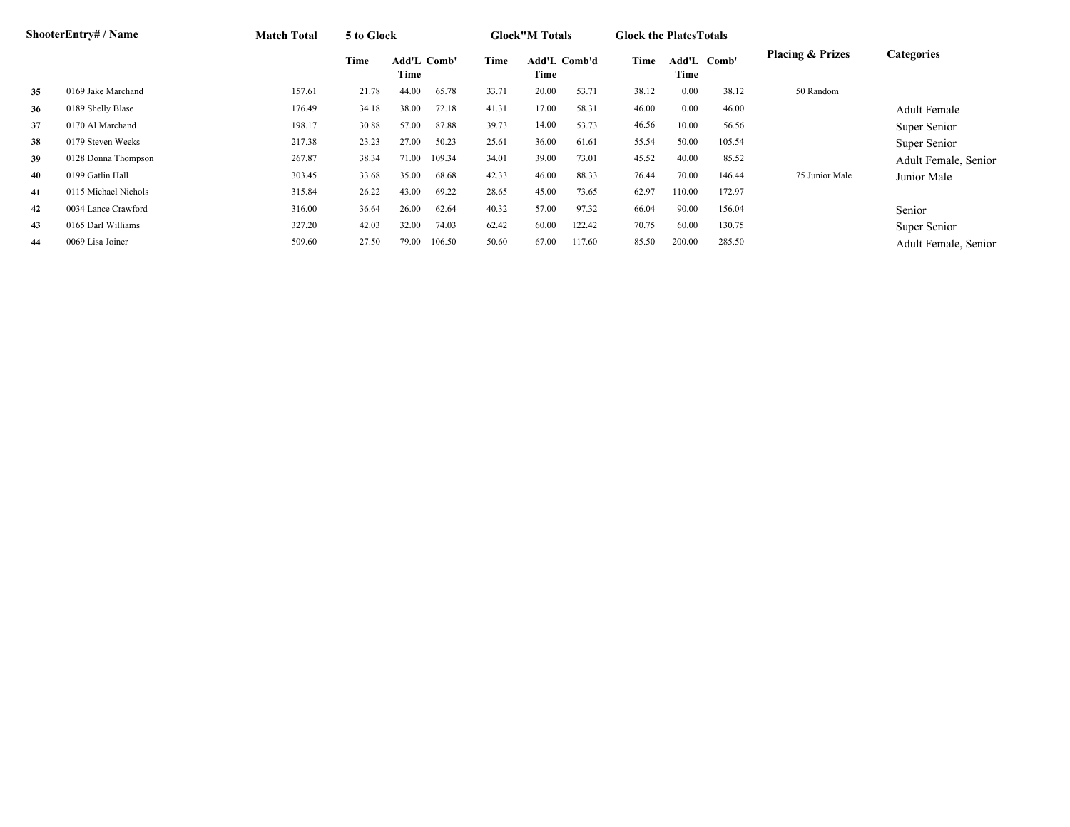| Shooter | Entry# / Name | Match Total | 5 to Glock | | | Glock"M Totals | | | Glock the Plates Totals | | | Placing & Prizes | Categories |
|---|---|---|---|---|---|---|---|---|---|---|---|---|---|
| | | | Time | Add'L Time | Comb' | Time | Add'L Time | Comb'd | Time | Add'L Time | Comb' | | |
| 35 | 0169 Jake Marchand | 157.61 | 21.78 | 44.00 | 65.78 | 33.71 | 20.00 | 53.71 | 38.12 | 0.00 | 38.12 | 50 Random | |
| 36 | 0189 Shelly Blase | 176.49 | 34.18 | 38.00 | 72.18 | 41.31 | 17.00 | 58.31 | 46.00 | 0.00 | 46.00 | | Adult Female |
| 37 | 0170 Al Marchand | 198.17 | 30.88 | 57.00 | 87.88 | 39.73 | 14.00 | 53.73 | 46.56 | 10.00 | 56.56 | | Super Senior |
| 38 | 0179 Steven Weeks | 217.38 | 23.23 | 27.00 | 50.23 | 25.61 | 36.00 | 61.61 | 55.54 | 50.00 | 105.54 | | Super Senior |
| 39 | 0128 Donna Thompson | 267.87 | 38.34 | 71.00 | 109.34 | 34.01 | 39.00 | 73.01 | 45.52 | 40.00 | 85.52 | | Adult Female, Senior |
| 40 | 0199 Gatlin Hall | 303.45 | 33.68 | 35.00 | 68.68 | 42.33 | 46.00 | 88.33 | 76.44 | 70.00 | 146.44 | 75 Junior Male | Junior Male |
| 41 | 0115 Michael Nichols | 315.84 | 26.22 | 43.00 | 69.22 | 28.65 | 45.00 | 73.65 | 62.97 | 110.00 | 172.97 | | |
| 42 | 0034 Lance Crawford | 316.00 | 36.64 | 26.00 | 62.64 | 40.32 | 57.00 | 97.32 | 66.04 | 90.00 | 156.04 | | Senior |
| 43 | 0165 Darl Williams | 327.20 | 42.03 | 32.00 | 74.03 | 62.42 | 60.00 | 122.42 | 70.75 | 60.00 | 130.75 | | Super Senior |
| 44 | 0069 Lisa Joiner | 509.60 | 27.50 | 79.00 | 106.50 | 50.60 | 67.00 | 117.60 | 85.50 | 200.00 | 285.50 | | Adult Female, Senior |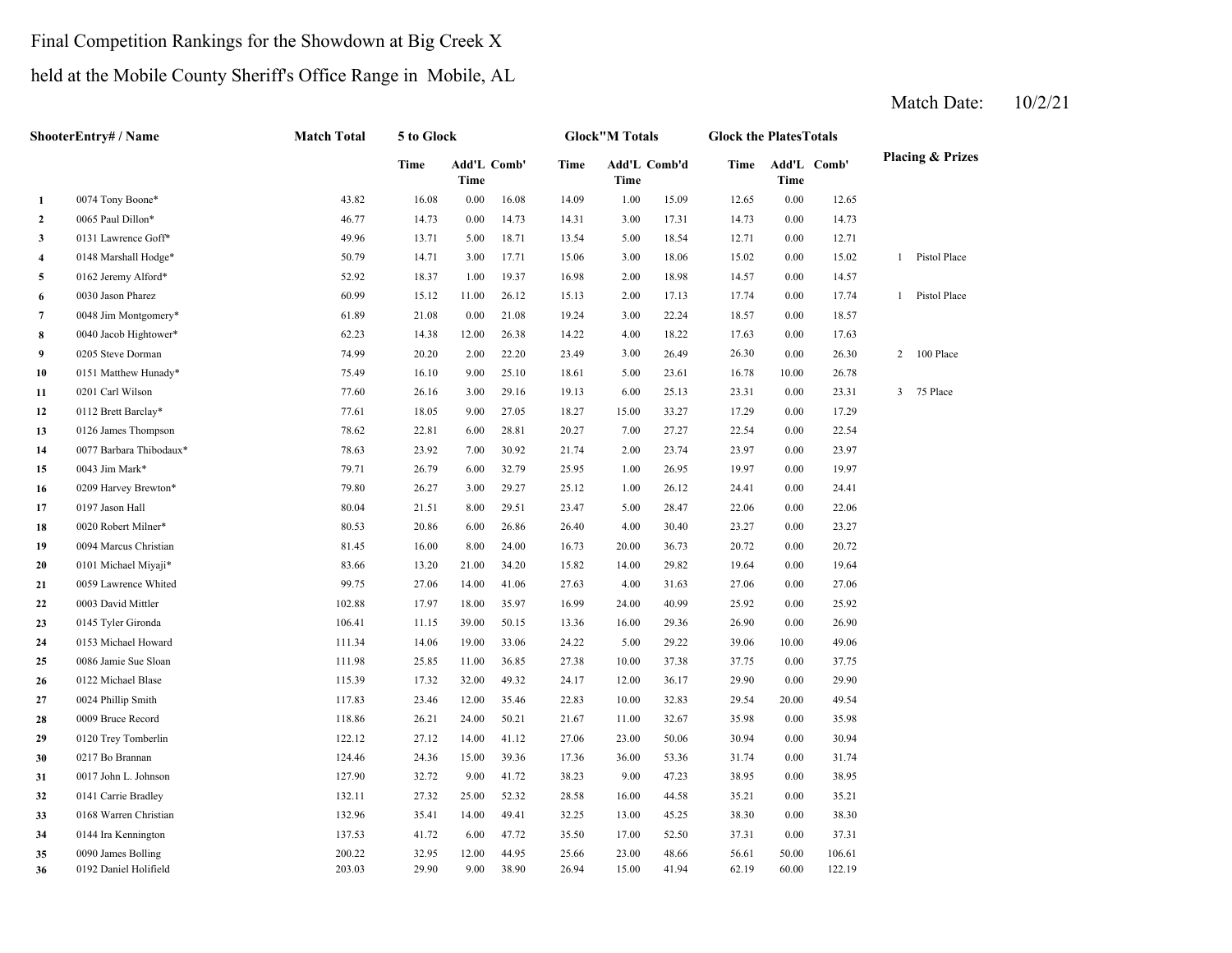Final Competition Rankings for the Showdown at Big Creek X

held at the Mobile County Sheriff's Office Range in Mobile, AL

Match Date: 10/2/21

| Shooter | Entry# / Name | Match Total | 5 to Glock | | | Glock"M Totals | | | Glock the Plates Totals | | | Placing & Prizes |
|---|---|---|---|---|---|---|---|---|---|---|---|---|
| | | | Time | Add'L Time | Comb' | Time | Add'L Time | Comb'd | Time | Add'L Time | Comb' | |
| 1 | 0074 Tony Boone* | 43.82 | 16.08 | 0.00 | 16.08 | 14.09 | 1.00 | 15.09 | 12.65 | 0.00 | 12.65 | |
| 2 | 0065 Paul Dillon* | 46.77 | 14.73 | 0.00 | 14.73 | 14.31 | 3.00 | 17.31 | 14.73 | 0.00 | 14.73 | |
| 3 | 0131 Lawrence Goff* | 49.96 | 13.71 | 5.00 | 18.71 | 13.54 | 5.00 | 18.54 | 12.71 | 0.00 | 12.71 | |
| 4 | 0148 Marshall Hodge* | 50.79 | 14.71 | 3.00 | 17.71 | 15.06 | 3.00 | 18.06 | 15.02 | 0.00 | 15.02 | 1 Pistol Place |
| 5 | 0162 Jeremy Alford* | 52.92 | 18.37 | 1.00 | 19.37 | 16.98 | 2.00 | 18.98 | 14.57 | 0.00 | 14.57 | |
| 6 | 0030 Jason Pharez | 60.99 | 15.12 | 11.00 | 26.12 | 15.13 | 2.00 | 17.13 | 17.74 | 0.00 | 17.74 | 1 Pistol Place |
| 7 | 0048 Jim Montgomery* | 61.89 | 21.08 | 0.00 | 21.08 | 19.24 | 3.00 | 22.24 | 18.57 | 0.00 | 18.57 | |
| 8 | 0040 Jacob Hightower* | 62.23 | 14.38 | 12.00 | 26.38 | 14.22 | 4.00 | 18.22 | 17.63 | 0.00 | 17.63 | |
| 9 | 0205 Steve Dorman | 74.99 | 20.20 | 2.00 | 22.20 | 23.49 | 3.00 | 26.49 | 26.30 | 0.00 | 26.30 | 2 100 Place |
| 10 | 0151 Matthew Hunady* | 75.49 | 16.10 | 9.00 | 25.10 | 18.61 | 5.00 | 23.61 | 16.78 | 10.00 | 26.78 | |
| 11 | 0201 Carl Wilson | 77.60 | 26.16 | 3.00 | 29.16 | 19.13 | 6.00 | 25.13 | 23.31 | 0.00 | 23.31 | 3 75 Place |
| 12 | 0112 Brett Barclay* | 77.61 | 18.05 | 9.00 | 27.05 | 18.27 | 15.00 | 33.27 | 17.29 | 0.00 | 17.29 | |
| 13 | 0126 James Thompson | 78.62 | 22.81 | 6.00 | 28.81 | 20.27 | 7.00 | 27.27 | 22.54 | 0.00 | 22.54 | |
| 14 | 0077 Barbara Thibodaux* | 78.63 | 23.92 | 7.00 | 30.92 | 21.74 | 2.00 | 23.74 | 23.97 | 0.00 | 23.97 | |
| 15 | 0043 Jim Mark* | 79.71 | 26.79 | 6.00 | 32.79 | 25.95 | 1.00 | 26.95 | 19.97 | 0.00 | 19.97 | |
| 16 | 0209 Harvey Brewton* | 79.80 | 26.27 | 3.00 | 29.27 | 25.12 | 1.00 | 26.12 | 24.41 | 0.00 | 24.41 | |
| 17 | 0197 Jason Hall | 80.04 | 21.51 | 8.00 | 29.51 | 23.47 | 5.00 | 28.47 | 22.06 | 0.00 | 22.06 | |
| 18 | 0020 Robert Milner* | 80.53 | 20.86 | 6.00 | 26.86 | 26.40 | 4.00 | 30.40 | 23.27 | 0.00 | 23.27 | |
| 19 | 0094 Marcus Christian | 81.45 | 16.00 | 8.00 | 24.00 | 16.73 | 20.00 | 36.73 | 20.72 | 0.00 | 20.72 | |
| 20 | 0101 Michael Miyaji* | 83.66 | 13.20 | 21.00 | 34.20 | 15.82 | 14.00 | 29.82 | 19.64 | 0.00 | 19.64 | |
| 21 | 0059 Lawrence Whited | 99.75 | 27.06 | 14.00 | 41.06 | 27.63 | 4.00 | 31.63 | 27.06 | 0.00 | 27.06 | |
| 22 | 0003 David Mittler | 102.88 | 17.97 | 18.00 | 35.97 | 16.99 | 24.00 | 40.99 | 25.92 | 0.00 | 25.92 | |
| 23 | 0145 Tyler Gironda | 106.41 | 11.15 | 39.00 | 50.15 | 13.36 | 16.00 | 29.36 | 26.90 | 0.00 | 26.90 | |
| 24 | 0153 Michael Howard | 111.34 | 14.06 | 19.00 | 33.06 | 24.22 | 5.00 | 29.22 | 39.06 | 10.00 | 49.06 | |
| 25 | 0086 Jamie Sue Sloan | 111.98 | 25.85 | 11.00 | 36.85 | 27.38 | 10.00 | 37.38 | 37.75 | 0.00 | 37.75 | |
| 26 | 0122 Michael Blase | 115.39 | 17.32 | 32.00 | 49.32 | 24.17 | 12.00 | 36.17 | 29.90 | 0.00 | 29.90 | |
| 27 | 0024 Phillip Smith | 117.83 | 23.46 | 12.00 | 35.46 | 22.83 | 10.00 | 32.83 | 29.54 | 20.00 | 49.54 | |
| 28 | 0009 Bruce Record | 118.86 | 26.21 | 24.00 | 50.21 | 21.67 | 11.00 | 32.67 | 35.98 | 0.00 | 35.98 | |
| 29 | 0120 Trey Tomberlin | 122.12 | 27.12 | 14.00 | 41.12 | 27.06 | 23.00 | 50.06 | 30.94 | 0.00 | 30.94 | |
| 30 | 0217 Bo Brannan | 124.46 | 24.36 | 15.00 | 39.36 | 17.36 | 36.00 | 53.36 | 31.74 | 0.00 | 31.74 | |
| 31 | 0017 John L. Johnson | 127.90 | 32.72 | 9.00 | 41.72 | 38.23 | 9.00 | 47.23 | 38.95 | 0.00 | 38.95 | |
| 32 | 0141 Carrie Bradley | 132.11 | 27.32 | 25.00 | 52.32 | 28.58 | 16.00 | 44.58 | 35.21 | 0.00 | 35.21 | |
| 33 | 0168 Warren Christian | 132.96 | 35.41 | 14.00 | 49.41 | 32.25 | 13.00 | 45.25 | 38.30 | 0.00 | 38.30 | |
| 34 | 0144 Ira Kennington | 137.53 | 41.72 | 6.00 | 47.72 | 35.50 | 17.00 | 52.50 | 37.31 | 0.00 | 37.31 | |
| 35 | 0090 James Bolling | 200.22 | 32.95 | 12.00 | 44.95 | 25.66 | 23.00 | 48.66 | 56.61 | 50.00 | 106.61 | |
| 36 | 0192 Daniel Holifield | 203.03 | 29.90 | 9.00 | 38.90 | 26.94 | 15.00 | 41.94 | 62.19 | 60.00 | 122.19 | |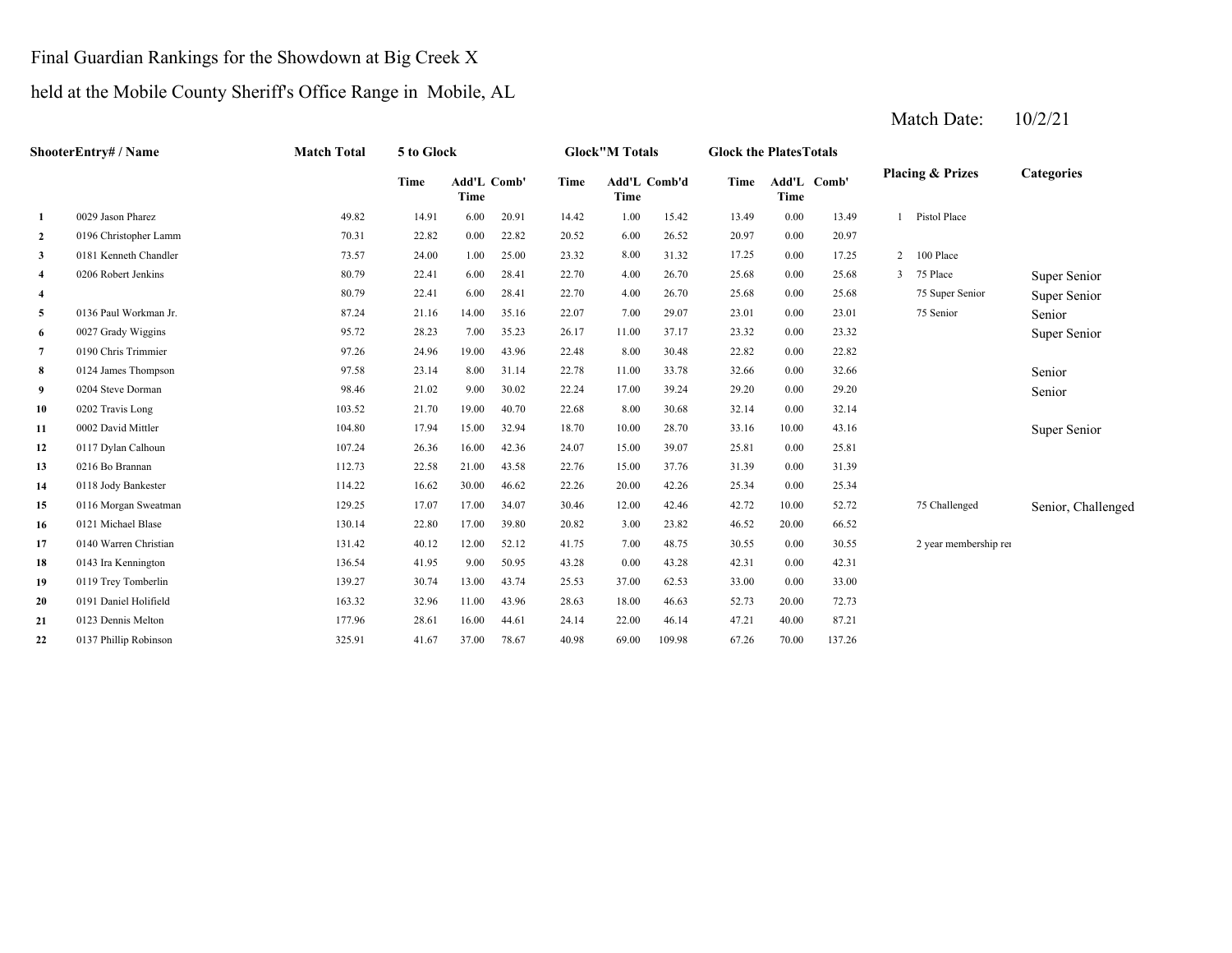Final Guardian Rankings for the Showdown at Big Creek X

held at the Mobile County Sheriff's Office Range in Mobile, AL

Match Date: 10/2/21

| Shooter | Entry# / Name | Match Total | 5 to Glock | | | Glock"M Totals | | | Glock the Plates Totals | | | Placing & Prizes | | Categories |
|---|---|---|---|---|---|---|---|---|---|---|---|---|---|---|
| | | | Time | Add'L Time | Comb' | Time | Add'L Time | Comb'd | Time | Add'L Time | Comb' | | | |
| 1 | 0029 Jason Pharez | 49.82 | 14.91 | 6.00 | 20.91 | 14.42 | 1.00 | 15.42 | 13.49 | 0.00 | 13.49 | 1 | Pistol Place | |
| 2 | 0196 Christopher Lamm | 70.31 | 22.82 | 0.00 | 22.82 | 20.52 | 6.00 | 26.52 | 20.97 | 0.00 | 20.97 | | | |
| 3 | 0181 Kenneth Chandler | 73.57 | 24.00 | 1.00 | 25.00 | 23.32 | 8.00 | 31.32 | 17.25 | 0.00 | 17.25 | 2 | 100 Place | |
| 4 | 0206 Robert Jenkins | 80.79 | 22.41 | 6.00 | 28.41 | 22.70 | 4.00 | 26.70 | 25.68 | 0.00 | 25.68 | 3 | 75 Place | Super Senior |
| 4 | | 80.79 | 22.41 | 6.00 | 28.41 | 22.70 | 4.00 | 26.70 | 25.68 | 0.00 | 25.68 | | 75 Super Senior | Super Senior |
| 5 | 0136 Paul Workman Jr. | 87.24 | 21.16 | 14.00 | 35.16 | 22.07 | 7.00 | 29.07 | 23.01 | 0.00 | 23.01 | | 75 Senior | Senior |
| 6 | 0027 Grady Wiggins | 95.72 | 28.23 | 7.00 | 35.23 | 26.17 | 11.00 | 37.17 | 23.32 | 0.00 | 23.32 | | | Super Senior |
| 7 | 0190 Chris Trimmier | 97.26 | 24.96 | 19.00 | 43.96 | 22.48 | 8.00 | 30.48 | 22.82 | 0.00 | 22.82 | | | |
| 8 | 0124 James Thompson | 97.58 | 23.14 | 8.00 | 31.14 | 22.78 | 11.00 | 33.78 | 32.66 | 0.00 | 32.66 | | | Senior |
| 9 | 0204 Steve Dorman | 98.46 | 21.02 | 9.00 | 30.02 | 22.24 | 17.00 | 39.24 | 29.20 | 0.00 | 29.20 | | | Senior |
| 10 | 0202 Travis Long | 103.52 | 21.70 | 19.00 | 40.70 | 22.68 | 8.00 | 30.68 | 32.14 | 0.00 | 32.14 | | | |
| 11 | 0002 David Mittler | 104.80 | 17.94 | 15.00 | 32.94 | 18.70 | 10.00 | 28.70 | 33.16 | 10.00 | 43.16 | | | Super Senior |
| 12 | 0117 Dylan Calhoun | 107.24 | 26.36 | 16.00 | 42.36 | 24.07 | 15.00 | 39.07 | 25.81 | 0.00 | 25.81 | | | |
| 13 | 0216 Bo Brannan | 112.73 | 22.58 | 21.00 | 43.58 | 22.76 | 15.00 | 37.76 | 31.39 | 0.00 | 31.39 | | | |
| 14 | 0118 Jody Bankester | 114.22 | 16.62 | 30.00 | 46.62 | 22.26 | 20.00 | 42.26 | 25.34 | 0.00 | 25.34 | | | |
| 15 | 0116 Morgan Sweatman | 129.25 | 17.07 | 17.00 | 34.07 | 30.46 | 12.00 | 42.46 | 42.72 | 10.00 | 52.72 | | 75 Challenged | Senior, Challenged |
| 16 | 0121 Michael Blase | 130.14 | 22.80 | 17.00 | 39.80 | 20.82 | 3.00 | 23.82 | 46.52 | 20.00 | 66.52 | | | |
| 17 | 0140 Warren Christian | 131.42 | 40.12 | 12.00 | 52.12 | 41.75 | 7.00 | 48.75 | 30.55 | 0.00 | 30.55 | | 2 year membership re | |
| 18 | 0143 Ira Kennington | 136.54 | 41.95 | 9.00 | 50.95 | 43.28 | 0.00 | 43.28 | 42.31 | 0.00 | 42.31 | | | |
| 19 | 0119 Trey Tomberlin | 139.27 | 30.74 | 13.00 | 43.74 | 25.53 | 37.00 | 62.53 | 33.00 | 0.00 | 33.00 | | | |
| 20 | 0191 Daniel Holifield | 163.32 | 32.96 | 11.00 | 43.96 | 28.63 | 18.00 | 46.63 | 52.73 | 20.00 | 72.73 | | | |
| 21 | 0123 Dennis Melton | 177.96 | 28.61 | 16.00 | 44.61 | 24.14 | 22.00 | 46.14 | 47.21 | 40.00 | 87.21 | | | |
| 22 | 0137 Phillip Robinson | 325.91 | 41.67 | 37.00 | 78.67 | 40.98 | 69.00 | 109.98 | 67.26 | 70.00 | 137.26 | | | |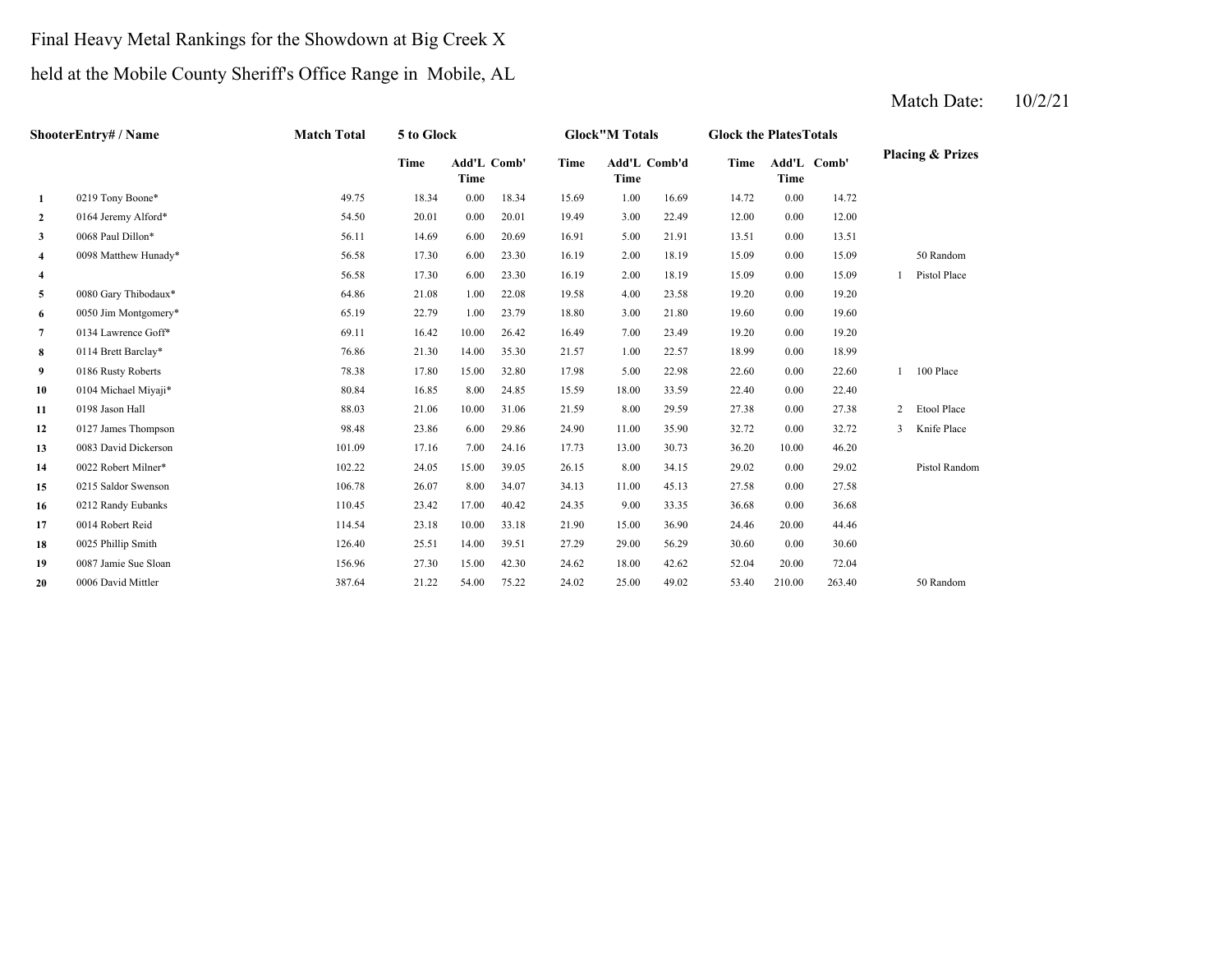Final Heavy Metal Rankings for the Showdown at Big Creek X

held at the Mobile County Sheriff's Office Range in Mobile, AL

Match Date: 10/2/21

| Shooter | Entry# / Name | Match Total | 5 to Glock | | | Glock"M Totals | | | Glock the Plates Totals | | | Placing & Prizes | |
|---|---|---|---|---|---|---|---|---|---|---|---|---|---|
| | | | Time | Add'L Time | Comb' | Time | Add'L Time | Comb'd | Time | Add'L Time | Comb' | | |
| 1 | 0219 Tony Boone* | 49.75 | 18.34 | 0.00 | 18.34 | 15.69 | 1.00 | 16.69 | 14.72 | 0.00 | 14.72 | | |
| 2 | 0164 Jeremy Alford* | 54.50 | 20.01 | 0.00 | 20.01 | 19.49 | 3.00 | 22.49 | 12.00 | 0.00 | 12.00 | | |
| 3 | 0068 Paul Dillon* | 56.11 | 14.69 | 6.00 | 20.69 | 16.91 | 5.00 | 21.91 | 13.51 | 0.00 | 13.51 | | |
| 4 | 0098 Matthew Hunady* | 56.58 | 17.30 | 6.00 | 23.30 | 16.19 | 2.00 | 18.19 | 15.09 | 0.00 | 15.09 | | 50 Random |
| 4 | | 56.58 | 17.30 | 6.00 | 23.30 | 16.19 | 2.00 | 18.19 | 15.09 | 0.00 | 15.09 | 1 | Pistol Place |
| 5 | 0080 Gary Thibodaux* | 64.86 | 21.08 | 1.00 | 22.08 | 19.58 | 4.00 | 23.58 | 19.20 | 0.00 | 19.20 | | |
| 6 | 0050 Jim Montgomery* | 65.19 | 22.79 | 1.00 | 23.79 | 18.80 | 3.00 | 21.80 | 19.60 | 0.00 | 19.60 | | |
| 7 | 0134 Lawrence Goff* | 69.11 | 16.42 | 10.00 | 26.42 | 16.49 | 7.00 | 23.49 | 19.20 | 0.00 | 19.20 | | |
| 8 | 0114 Brett Barclay* | 76.86 | 21.30 | 14.00 | 35.30 | 21.57 | 1.00 | 22.57 | 18.99 | 0.00 | 18.99 | | |
| 9 | 0186 Rusty Roberts | 78.38 | 17.80 | 15.00 | 32.80 | 17.98 | 5.00 | 22.98 | 22.60 | 0.00 | 22.60 | 1 | 100 Place |
| 10 | 0104 Michael Miyaji* | 80.84 | 16.85 | 8.00 | 24.85 | 15.59 | 18.00 | 33.59 | 22.40 | 0.00 | 22.40 | | |
| 11 | 0198 Jason Hall | 88.03 | 21.06 | 10.00 | 31.06 | 21.59 | 8.00 | 29.59 | 27.38 | 0.00 | 27.38 | 2 | Etool Place |
| 12 | 0127 James Thompson | 98.48 | 23.86 | 6.00 | 29.86 | 24.90 | 11.00 | 35.90 | 32.72 | 0.00 | 32.72 | 3 | Knife Place |
| 13 | 0083 David Dickerson | 101.09 | 17.16 | 7.00 | 24.16 | 17.73 | 13.00 | 30.73 | 36.20 | 10.00 | 46.20 | | |
| 14 | 0022 Robert Milner* | 102.22 | 24.05 | 15.00 | 39.05 | 26.15 | 8.00 | 34.15 | 29.02 | 0.00 | 29.02 | | Pistol Random |
| 15 | 0215 Saldor Swenson | 106.78 | 26.07 | 8.00 | 34.07 | 34.13 | 11.00 | 45.13 | 27.58 | 0.00 | 27.58 | | |
| 16 | 0212 Randy Eubanks | 110.45 | 23.42 | 17.00 | 40.42 | 24.35 | 9.00 | 33.35 | 36.68 | 0.00 | 36.68 | | |
| 17 | 0014 Robert Reid | 114.54 | 23.18 | 10.00 | 33.18 | 21.90 | 15.00 | 36.90 | 24.46 | 20.00 | 44.46 | | |
| 18 | 0025 Phillip Smith | 126.40 | 25.51 | 14.00 | 39.51 | 27.29 | 29.00 | 56.29 | 30.60 | 0.00 | 30.60 | | |
| 19 | 0087 Jamie Sue Sloan | 156.96 | 27.30 | 15.00 | 42.30 | 24.62 | 18.00 | 42.62 | 52.04 | 20.00 | 72.04 | | |
| 20 | 0006 David Mittler | 387.64 | 21.22 | 54.00 | 75.22 | 24.02 | 25.00 | 49.02 | 53.40 | 210.00 | 263.40 | | 50 Random |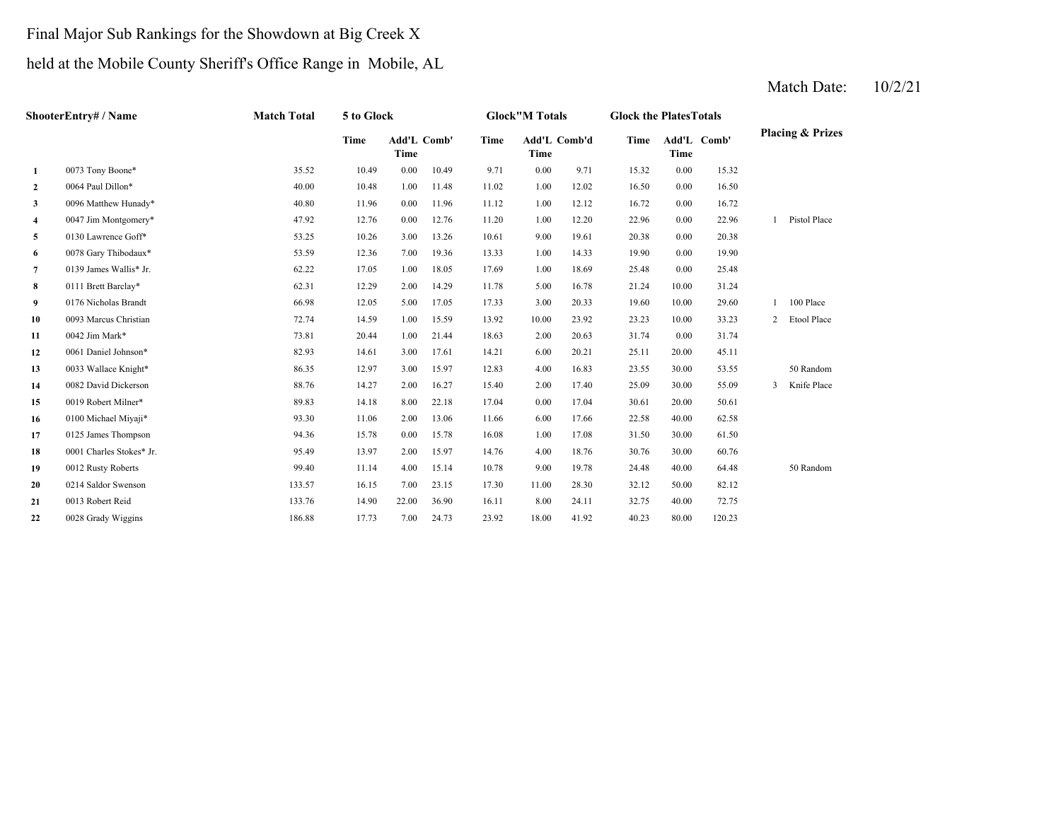Final Major Sub Rankings for the Showdown at Big Creek X

held at the Mobile County Sheriff's Office Range in Mobile, AL

Match Date: 10/2/21

| Shooter | Entry# / Name | Match Total | 5 to Glock | | | Glock"M Totals | | | Glock the Plates Totals | | | Placing & Prizes | |
|---|---|---|---|---|---|---|---|---|---|---|---|---|---|
| | | | Time | Add'L Time | Comb' | Time | Add'L Time | Comb'd | Time | Add'L Time | Comb' | | |
| 1 | 0073 Tony Boone* | 35.52 | 10.49 | 0.00 | 10.49 | 9.71 | 0.00 | 9.71 | 15.32 | 0.00 | 15.32 | | |
| 2 | 0064 Paul Dillon* | 40.00 | 10.48 | 1.00 | 11.48 | 11.02 | 1.00 | 12.02 | 16.50 | 0.00 | 16.50 | | |
| 3 | 0096 Matthew Hunady* | 40.80 | 11.96 | 0.00 | 11.96 | 11.12 | 1.00 | 12.12 | 16.72 | 0.00 | 16.72 | | |
| 4 | 0047 Jim Montgomery* | 47.92 | 12.76 | 0.00 | 12.76 | 11.20 | 1.00 | 12.20 | 22.96 | 0.00 | 22.96 | 1 | Pistol Place |
| 5 | 0130 Lawrence Goff* | 53.25 | 10.26 | 3.00 | 13.26 | 10.61 | 9.00 | 19.61 | 20.38 | 0.00 | 20.38 | | |
| 6 | 0078 Gary Thibodaux* | 53.59 | 12.36 | 7.00 | 19.36 | 13.33 | 1.00 | 14.33 | 19.90 | 0.00 | 19.90 | | |
| 7 | 0139 James Wallis* Jr. | 62.22 | 17.05 | 1.00 | 18.05 | 17.69 | 1.00 | 18.69 | 25.48 | 0.00 | 25.48 | | |
| 8 | 0111 Brett Barclay* | 62.31 | 12.29 | 2.00 | 14.29 | 11.78 | 5.00 | 16.78 | 21.24 | 10.00 | 31.24 | | |
| 9 | 0176 Nicholas Brandt | 66.98 | 12.05 | 5.00 | 17.05 | 17.33 | 3.00 | 20.33 | 19.60 | 10.00 | 29.60 | 1 | 100 Place |
| 10 | 0093 Marcus Christian | 72.74 | 14.59 | 1.00 | 15.59 | 13.92 | 10.00 | 23.92 | 23.23 | 10.00 | 33.23 | 2 | Etool Place |
| 11 | 0042 Jim Mark* | 73.81 | 20.44 | 1.00 | 21.44 | 18.63 | 2.00 | 20.63 | 31.74 | 0.00 | 31.74 | | |
| 12 | 0061 Daniel Johnson* | 82.93 | 14.61 | 3.00 | 17.61 | 14.21 | 6.00 | 20.21 | 25.11 | 20.00 | 45.11 | | |
| 13 | 0033 Wallace Knight* | 86.35 | 12.97 | 3.00 | 15.97 | 12.83 | 4.00 | 16.83 | 23.55 | 30.00 | 53.55 | | 50 Random |
| 14 | 0082 David Dickerson | 88.76 | 14.27 | 2.00 | 16.27 | 15.40 | 2.00 | 17.40 | 25.09 | 30.00 | 55.09 | 3 | Knife Place |
| 15 | 0019 Robert Milner* | 89.83 | 14.18 | 8.00 | 22.18 | 17.04 | 0.00 | 17.04 | 30.61 | 20.00 | 50.61 | | |
| 16 | 0100 Michael Miyaji* | 93.30 | 11.06 | 2.00 | 13.06 | 11.66 | 6.00 | 17.66 | 22.58 | 40.00 | 62.58 | | |
| 17 | 0125 James Thompson | 94.36 | 15.78 | 0.00 | 15.78 | 16.08 | 1.00 | 17.08 | 31.50 | 30.00 | 61.50 | | |
| 18 | 0001 Charles Stokes* Jr. | 95.49 | 13.97 | 2.00 | 15.97 | 14.76 | 4.00 | 18.76 | 30.76 | 30.00 | 60.76 | | |
| 19 | 0012 Rusty Roberts | 99.40 | 11.14 | 4.00 | 15.14 | 10.78 | 9.00 | 19.78 | 24.48 | 40.00 | 64.48 | | 50 Random |
| 20 | 0214 Saldor Swenson | 133.57 | 16.15 | 7.00 | 23.15 | 17.30 | 11.00 | 28.30 | 32.12 | 50.00 | 82.12 | | |
| 21 | 0013 Robert Reid | 133.76 | 14.90 | 22.00 | 36.90 | 16.11 | 8.00 | 24.11 | 32.75 | 40.00 | 72.75 | | |
| 22 | 0028 Grady Wiggins | 186.88 | 17.73 | 7.00 | 24.73 | 23.92 | 18.00 | 41.92 | 40.23 | 80.00 | 120.23 | | |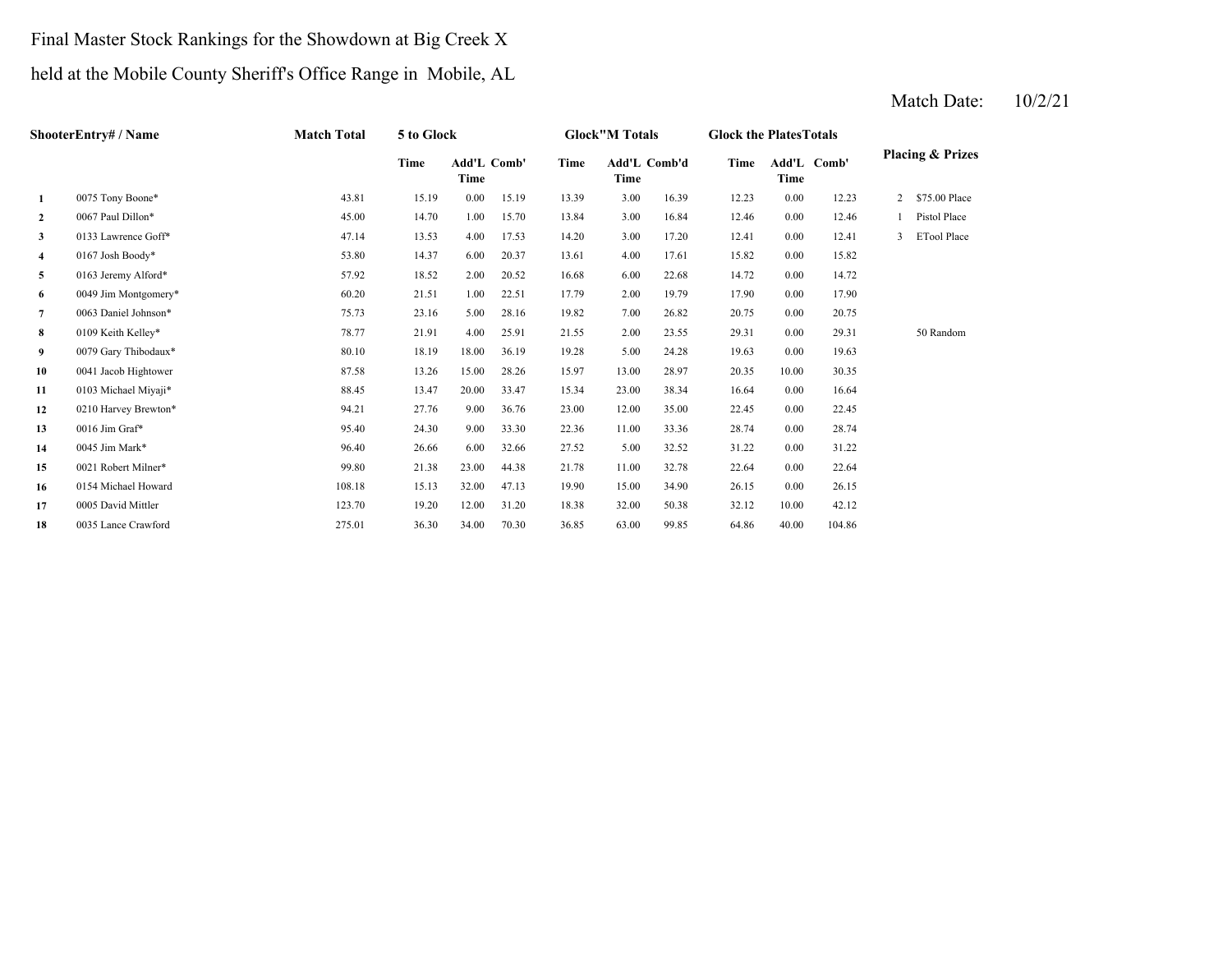Final Master Stock Rankings for the Showdown at Big Creek X

held at the Mobile County Sheriff's Office Range in Mobile, AL

Match Date: 10/2/21

| Shooter | Entry# / Name | Match Total | 5 to Glock | | | Glock"M Totals | | | Glock the Plates Totals | | | Placing & Prizes | |
|---|---|---|---|---|---|---|---|---|---|---|---|---|---|
| | | | Time | Add'L Time | Comb' | Time | Add'L Time | Comb'd | Time | Add'L Time | Comb' | | |
| 1 | 0075 Tony Boone* | 43.81 | 15.19 | 0.00 | 15.19 | 13.39 | 3.00 | 16.39 | 12.23 | 0.00 | 12.23 | 2 | $75.00 Place |
| 2 | 0067 Paul Dillon* | 45.00 | 14.70 | 1.00 | 15.70 | 13.84 | 3.00 | 16.84 | 12.46 | 0.00 | 12.46 | 1 | Pistol Place |
| 3 | 0133 Lawrence Goff* | 47.14 | 13.53 | 4.00 | 17.53 | 14.20 | 3.00 | 17.20 | 12.41 | 0.00 | 12.41 | 3 | ETool Place |
| 4 | 0167 Josh Boody* | 53.80 | 14.37 | 6.00 | 20.37 | 13.61 | 4.00 | 17.61 | 15.82 | 0.00 | 15.82 | | |
| 5 | 0163 Jeremy Alford* | 57.92 | 18.52 | 2.00 | 20.52 | 16.68 | 6.00 | 22.68 | 14.72 | 0.00 | 14.72 | | |
| 6 | 0049 Jim Montgomery* | 60.20 | 21.51 | 1.00 | 22.51 | 17.79 | 2.00 | 19.79 | 17.90 | 0.00 | 17.90 | | |
| 7 | 0063 Daniel Johnson* | 75.73 | 23.16 | 5.00 | 28.16 | 19.82 | 7.00 | 26.82 | 20.75 | 0.00 | 20.75 | | |
| 8 | 0109 Keith Kelley* | 78.77 | 21.91 | 4.00 | 25.91 | 21.55 | 2.00 | 23.55 | 29.31 | 0.00 | 29.31 | | 50 Random |
| 9 | 0079 Gary Thibodaux* | 80.10 | 18.19 | 18.00 | 36.19 | 19.28 | 5.00 | 24.28 | 19.63 | 0.00 | 19.63 | | |
| 10 | 0041 Jacob Hightower | 87.58 | 13.26 | 15.00 | 28.26 | 15.97 | 13.00 | 28.97 | 20.35 | 10.00 | 30.35 | | |
| 11 | 0103 Michael Miyaji* | 88.45 | 13.47 | 20.00 | 33.47 | 15.34 | 23.00 | 38.34 | 16.64 | 0.00 | 16.64 | | |
| 12 | 0210 Harvey Brewton* | 94.21 | 27.76 | 9.00 | 36.76 | 23.00 | 12.00 | 35.00 | 22.45 | 0.00 | 22.45 | | |
| 13 | 0016 Jim Graf* | 95.40 | 24.30 | 9.00 | 33.30 | 22.36 | 11.00 | 33.36 | 28.74 | 0.00 | 28.74 | | |
| 14 | 0045 Jim Mark* | 96.40 | 26.66 | 6.00 | 32.66 | 27.52 | 5.00 | 32.52 | 31.22 | 0.00 | 31.22 | | |
| 15 | 0021 Robert Milner* | 99.80 | 21.38 | 23.00 | 44.38 | 21.78 | 11.00 | 32.78 | 22.64 | 0.00 | 22.64 | | |
| 16 | 0154 Michael Howard | 108.18 | 15.13 | 32.00 | 47.13 | 19.90 | 15.00 | 34.90 | 26.15 | 0.00 | 26.15 | | |
| 17 | 0005 David Mittler | 123.70 | 19.20 | 12.00 | 31.20 | 18.38 | 32.00 | 50.38 | 32.12 | 10.00 | 42.12 | | |
| 18 | 0035 Lance Crawford | 275.01 | 36.30 | 34.00 | 70.30 | 36.85 | 63.00 | 99.85 | 64.86 | 40.00 | 104.86 | | |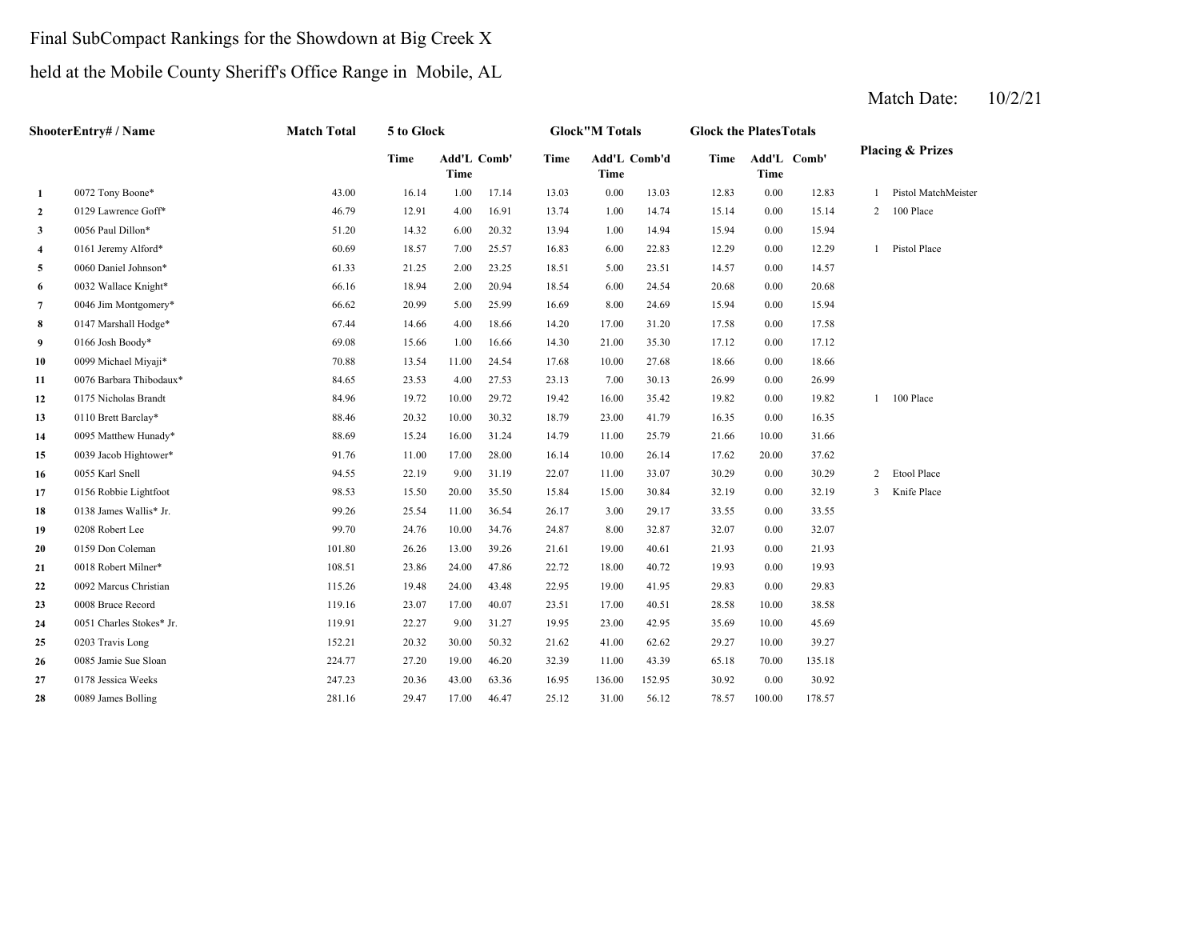Final SubCompact Rankings for the Showdown at Big Creek X

held at the Mobile County Sheriff's Office Range in Mobile, AL

Match Date: 10/2/21

| | ShooterEntry# / Name | Match Total | 5 to Glock | | | Glock"M Totals | | | Glock the PlatesTotals | | | Placing & Prizes | |
|---|---|---|---|---|---|---|---|---|---|---|---|---|---|
| | | | Time | Add'L Time | Comb' | Time | Add'L Time | Comb'd | Time | Add'L Time | Comb' | | |
| 1 | 0072 Tony Boone* | 43.00 | 16.14 | 1.00 | 17.14 | 13.03 | 0.00 | 13.03 | 12.83 | 0.00 | 12.83 | 1 | Pistol MatchMeister |
| 2 | 0129 Lawrence Goff* | 46.79 | 12.91 | 4.00 | 16.91 | 13.74 | 1.00 | 14.74 | 15.14 | 0.00 | 15.14 | 2 | 100 Place |
| 3 | 0056 Paul Dillon* | 51.20 | 14.32 | 6.00 | 20.32 | 13.94 | 1.00 | 14.94 | 15.94 | 0.00 | 15.94 | | |
| 4 | 0161 Jeremy Alford* | 60.69 | 18.57 | 7.00 | 25.57 | 16.83 | 6.00 | 22.83 | 12.29 | 0.00 | 12.29 | 1 | Pistol Place |
| 5 | 0060 Daniel Johnson* | 61.33 | 21.25 | 2.00 | 23.25 | 18.51 | 5.00 | 23.51 | 14.57 | 0.00 | 14.57 | | |
| 6 | 0032 Wallace Knight* | 66.16 | 18.94 | 2.00 | 20.94 | 18.54 | 6.00 | 24.54 | 20.68 | 0.00 | 20.68 | | |
| 7 | 0046 Jim Montgomery* | 66.62 | 20.99 | 5.00 | 25.99 | 16.69 | 8.00 | 24.69 | 15.94 | 0.00 | 15.94 | | |
| 8 | 0147 Marshall Hodge* | 67.44 | 14.66 | 4.00 | 18.66 | 14.20 | 17.00 | 31.20 | 17.58 | 0.00 | 17.58 | | |
| 9 | 0166 Josh Boody* | 69.08 | 15.66 | 1.00 | 16.66 | 14.30 | 21.00 | 35.30 | 17.12 | 0.00 | 17.12 | | |
| 10 | 0099 Michael Miyaji* | 70.88 | 13.54 | 11.00 | 24.54 | 17.68 | 10.00 | 27.68 | 18.66 | 0.00 | 18.66 | | |
| 11 | 0076 Barbara Thibodaux* | 84.65 | 23.53 | 4.00 | 27.53 | 23.13 | 7.00 | 30.13 | 26.99 | 0.00 | 26.99 | | |
| 12 | 0175 Nicholas Brandt | 84.96 | 19.72 | 10.00 | 29.72 | 19.42 | 16.00 | 35.42 | 19.82 | 0.00 | 19.82 | 1 | 100 Place |
| 13 | 0110 Brett Barclay* | 88.46 | 20.32 | 10.00 | 30.32 | 18.79 | 23.00 | 41.79 | 16.35 | 0.00 | 16.35 | | |
| 14 | 0095 Matthew Hunady* | 88.69 | 15.24 | 16.00 | 31.24 | 14.79 | 11.00 | 25.79 | 21.66 | 10.00 | 31.66 | | |
| 15 | 0039 Jacob Hightower* | 91.76 | 11.00 | 17.00 | 28.00 | 16.14 | 10.00 | 26.14 | 17.62 | 20.00 | 37.62 | | |
| 16 | 0055 Karl Snell | 94.55 | 22.19 | 9.00 | 31.19 | 22.07 | 11.00 | 33.07 | 30.29 | 0.00 | 30.29 | 2 | Etool Place |
| 17 | 0156 Robbie Lightfoot | 98.53 | 15.50 | 20.00 | 35.50 | 15.84 | 15.00 | 30.84 | 32.19 | 0.00 | 32.19 | 3 | Knife Place |
| 18 | 0138 James Wallis* Jr. | 99.26 | 25.54 | 11.00 | 36.54 | 26.17 | 3.00 | 29.17 | 33.55 | 0.00 | 33.55 | | |
| 19 | 0208 Robert Lee | 99.70 | 24.76 | 10.00 | 34.76 | 24.87 | 8.00 | 32.87 | 32.07 | 0.00 | 32.07 | | |
| 20 | 0159 Don Coleman | 101.80 | 26.26 | 13.00 | 39.26 | 21.61 | 19.00 | 40.61 | 21.93 | 0.00 | 21.93 | | |
| 21 | 0018 Robert Milner* | 108.51 | 23.86 | 24.00 | 47.86 | 22.72 | 18.00 | 40.72 | 19.93 | 0.00 | 19.93 | | |
| 22 | 0092 Marcus Christian | 115.26 | 19.48 | 24.00 | 43.48 | 22.95 | 19.00 | 41.95 | 29.83 | 0.00 | 29.83 | | |
| 23 | 0008 Bruce Record | 119.16 | 23.07 | 17.00 | 40.07 | 23.51 | 17.00 | 40.51 | 28.58 | 10.00 | 38.58 | | |
| 24 | 0051 Charles Stokes* Jr. | 119.91 | 22.27 | 9.00 | 31.27 | 19.95 | 23.00 | 42.95 | 35.69 | 10.00 | 45.69 | | |
| 25 | 0203 Travis Long | 152.21 | 20.32 | 30.00 | 50.32 | 21.62 | 41.00 | 62.62 | 29.27 | 10.00 | 39.27 | | |
| 26 | 0085 Jamie Sue Sloan | 224.77 | 27.20 | 19.00 | 46.20 | 32.39 | 11.00 | 43.39 | 65.18 | 70.00 | 135.18 | | |
| 27 | 0178 Jessica Weeks | 247.23 | 20.36 | 43.00 | 63.36 | 16.95 | 136.00 | 152.95 | 30.92 | 0.00 | 30.92 | | |
| 28 | 0089 James Bolling | 281.16 | 29.47 | 17.00 | 46.47 | 25.12 | 31.00 | 56.12 | 78.57 | 100.00 | 178.57 | | |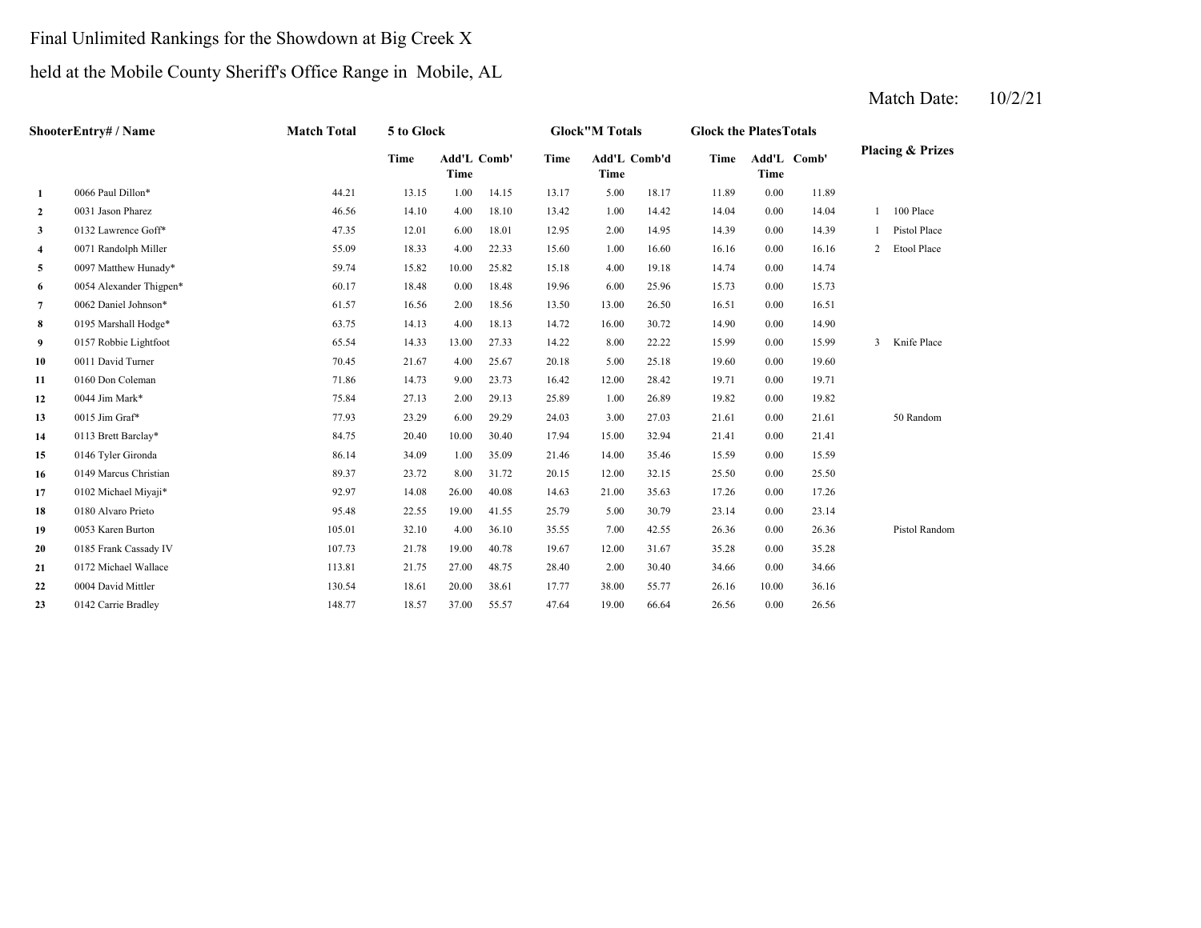Final Unlimited Rankings for the Showdown at Big Creek X

held at the Mobile County Sheriff's Office Range in Mobile, AL

Match Date: 10/2/21

| Shooter | Entry# / Name | Match Total | 5 to Glock | | | Glock"M Totals | | | Glock the Plates Totals | | | Placing & Prizes | |
|---|---|---|---|---|---|---|---|---|---|---|---|---|---|
| | | | Time | Add'L Time | Comb' | Time | Add'L Time | Comb'd | Time | Add'L Time | Comb' | | |
| 1 | 0066 Paul Dillon* | 44.21 | 13.15 | 1.00 | 14.15 | 13.17 | 5.00 | 18.17 | 11.89 | 0.00 | 11.89 | | |
| 2 | 0031 Jason Pharez | 46.56 | 14.10 | 4.00 | 18.10 | 13.42 | 1.00 | 14.42 | 14.04 | 0.00 | 14.04 | 1 | 100 Place |
| 3 | 0132 Lawrence Goff* | 47.35 | 12.01 | 6.00 | 18.01 | 12.95 | 2.00 | 14.95 | 14.39 | 0.00 | 14.39 | 1 | Pistol Place |
| 4 | 0071 Randolph Miller | 55.09 | 18.33 | 4.00 | 22.33 | 15.60 | 1.00 | 16.60 | 16.16 | 0.00 | 16.16 | 2 | Etool Place |
| 5 | 0097 Matthew Hunady* | 59.74 | 15.82 | 10.00 | 25.82 | 15.18 | 4.00 | 19.18 | 14.74 | 0.00 | 14.74 | | |
| 6 | 0054 Alexander Thigpen* | 60.17 | 18.48 | 0.00 | 18.48 | 19.96 | 6.00 | 25.96 | 15.73 | 0.00 | 15.73 | | |
| 7 | 0062 Daniel Johnson* | 61.57 | 16.56 | 2.00 | 18.56 | 13.50 | 13.00 | 26.50 | 16.51 | 0.00 | 16.51 | | |
| 8 | 0195 Marshall Hodge* | 63.75 | 14.13 | 4.00 | 18.13 | 14.72 | 16.00 | 30.72 | 14.90 | 0.00 | 14.90 | | |
| 9 | 0157 Robbie Lightfoot | 65.54 | 14.33 | 13.00 | 27.33 | 14.22 | 8.00 | 22.22 | 15.99 | 0.00 | 15.99 | 3 | Knife Place |
| 10 | 0011 David Turner | 70.45 | 21.67 | 4.00 | 25.67 | 20.18 | 5.00 | 25.18 | 19.60 | 0.00 | 19.60 | | |
| 11 | 0160 Don Coleman | 71.86 | 14.73 | 9.00 | 23.73 | 16.42 | 12.00 | 28.42 | 19.71 | 0.00 | 19.71 | | |
| 12 | 0044 Jim Mark* | 75.84 | 27.13 | 2.00 | 29.13 | 25.89 | 1.00 | 26.89 | 19.82 | 0.00 | 19.82 | | |
| 13 | 0015 Jim Graf* | 77.93 | 23.29 | 6.00 | 29.29 | 24.03 | 3.00 | 27.03 | 21.61 | 0.00 | 21.61 | | 50 Random |
| 14 | 0113 Brett Barclay* | 84.75 | 20.40 | 10.00 | 30.40 | 17.94 | 15.00 | 32.94 | 21.41 | 0.00 | 21.41 | | |
| 15 | 0146 Tyler Gironda | 86.14 | 34.09 | 1.00 | 35.09 | 21.46 | 14.00 | 35.46 | 15.59 | 0.00 | 15.59 | | |
| 16 | 0149 Marcus Christian | 89.37 | 23.72 | 8.00 | 31.72 | 20.15 | 12.00 | 32.15 | 25.50 | 0.00 | 25.50 | | |
| 17 | 0102 Michael Miyaji* | 92.97 | 14.08 | 26.00 | 40.08 | 14.63 | 21.00 | 35.63 | 17.26 | 0.00 | 17.26 | | |
| 18 | 0180 Alvaro Prieto | 95.48 | 22.55 | 19.00 | 41.55 | 25.79 | 5.00 | 30.79 | 23.14 | 0.00 | 23.14 | | |
| 19 | 0053 Karen Burton | 105.01 | 32.10 | 4.00 | 36.10 | 35.55 | 7.00 | 42.55 | 26.36 | 0.00 | 26.36 | | Pistol Random |
| 20 | 0185 Frank Cassady IV | 107.73 | 21.78 | 19.00 | 40.78 | 19.67 | 12.00 | 31.67 | 35.28 | 0.00 | 35.28 | | |
| 21 | 0172 Michael Wallace | 113.81 | 21.75 | 27.00 | 48.75 | 28.40 | 2.00 | 30.40 | 34.66 | 0.00 | 34.66 | | |
| 22 | 0004 David Mittler | 130.54 | 18.61 | 20.00 | 38.61 | 17.77 | 38.00 | 55.77 | 26.16 | 10.00 | 36.16 | | |
| 23 | 0142 Carrie Bradley | 148.77 | 18.57 | 37.00 | 55.57 | 47.64 | 19.00 | 66.64 | 26.56 | 0.00 | 26.56 | | |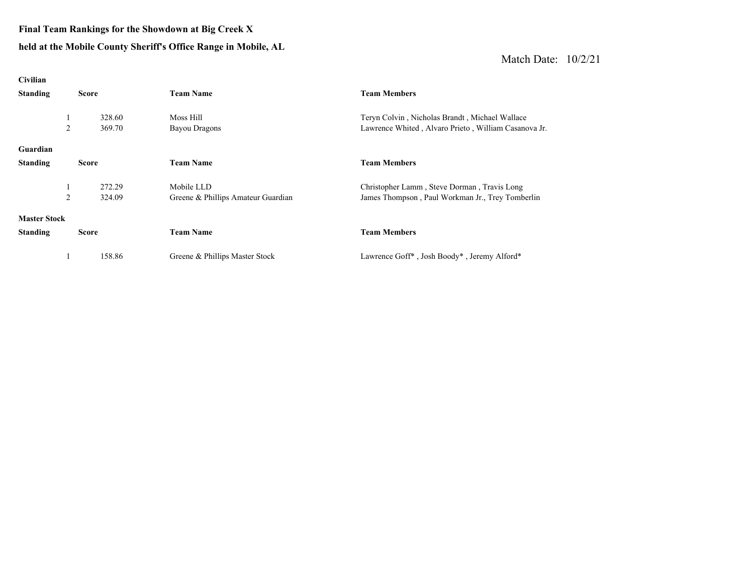**Final Team Rankings for the Showdown at Big Creek X**

**held at the Mobile County Sheriff's Office Range in Mobile, AL**

Match Date: 10/2/21

**Civilian**

| Standing | Score | Team Name | Team Members |
|---|---|---|---|
| 1 | 328.60 | Moss Hill | Teryn Colvin , Nicholas Brandt , Michael Wallace |
| 2 | 369.70 | Bayou Dragons | Lawrence Whited , Alvaro Prieto , William Casanova Jr. |

**Guardian**

| Standing | Score | Team Name | Team Members |
|---|---|---|---|
| 1 | 272.29 | Mobile LLD | Christopher Lamm , Steve Dorman , Travis Long |
| 2 | 324.09 | Greene & Phillips Amateur Guardian | James Thompson , Paul Workman Jr., Trey Tomberlin |

**Master Stock**

| Standing | Score | Team Name | Team Members |
|---|---|---|---|
| 1 | 158.86 | Greene & Phillips Master Stock | Lawrence Goff* , Josh Boody* , Jeremy Alford* |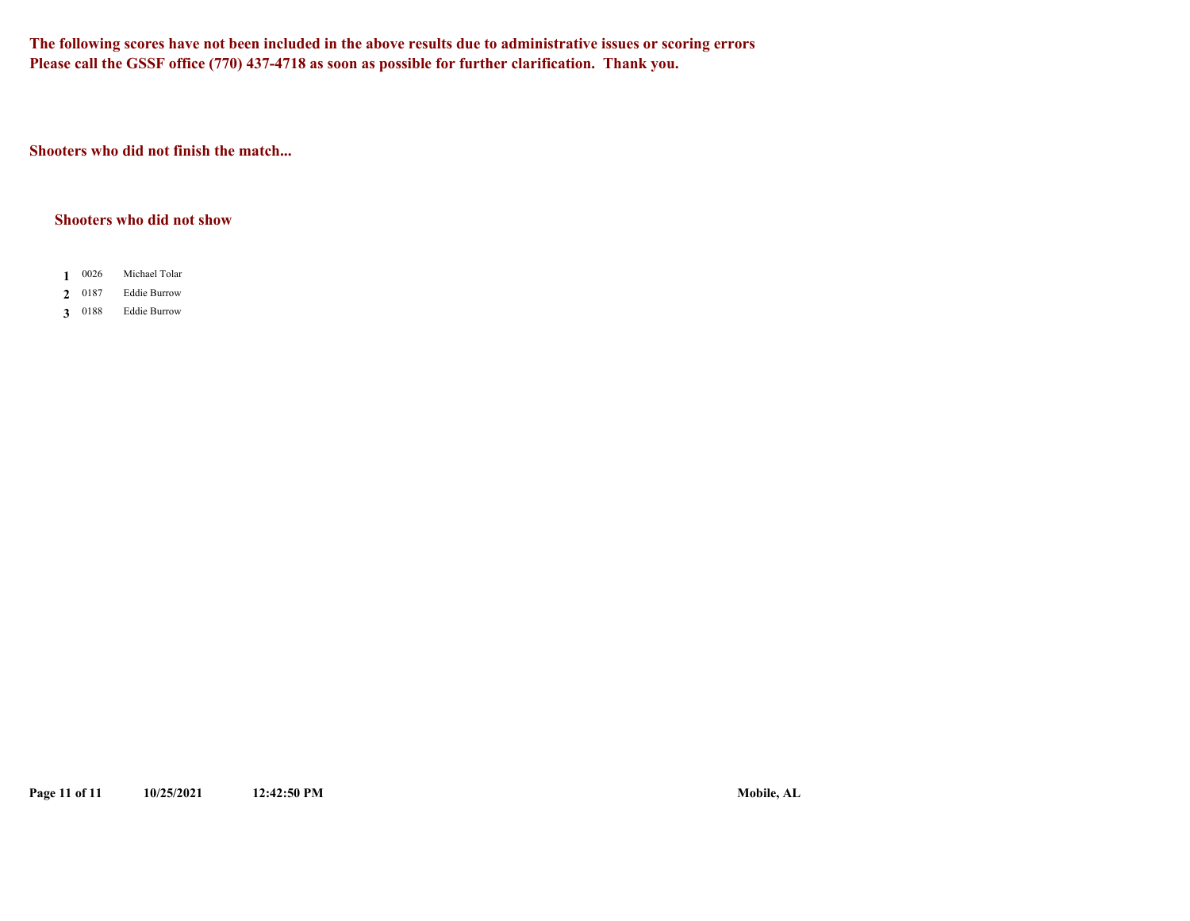**The following scores have not been included in the above results due to administrative issues or scoring errors**
**Please call the GSSF office (770) 437-4718 as soon as possible for further clarification. Thank you.**

**Shooters who did not finish the match...**

**Shooters who did not show**

| | | |
|---|---|---|
| **1** | 0026 | Michael Tolar |
| **2** | 0187 | Eddie Burrow |
| **3** | 0188 | Eddie Burrow |